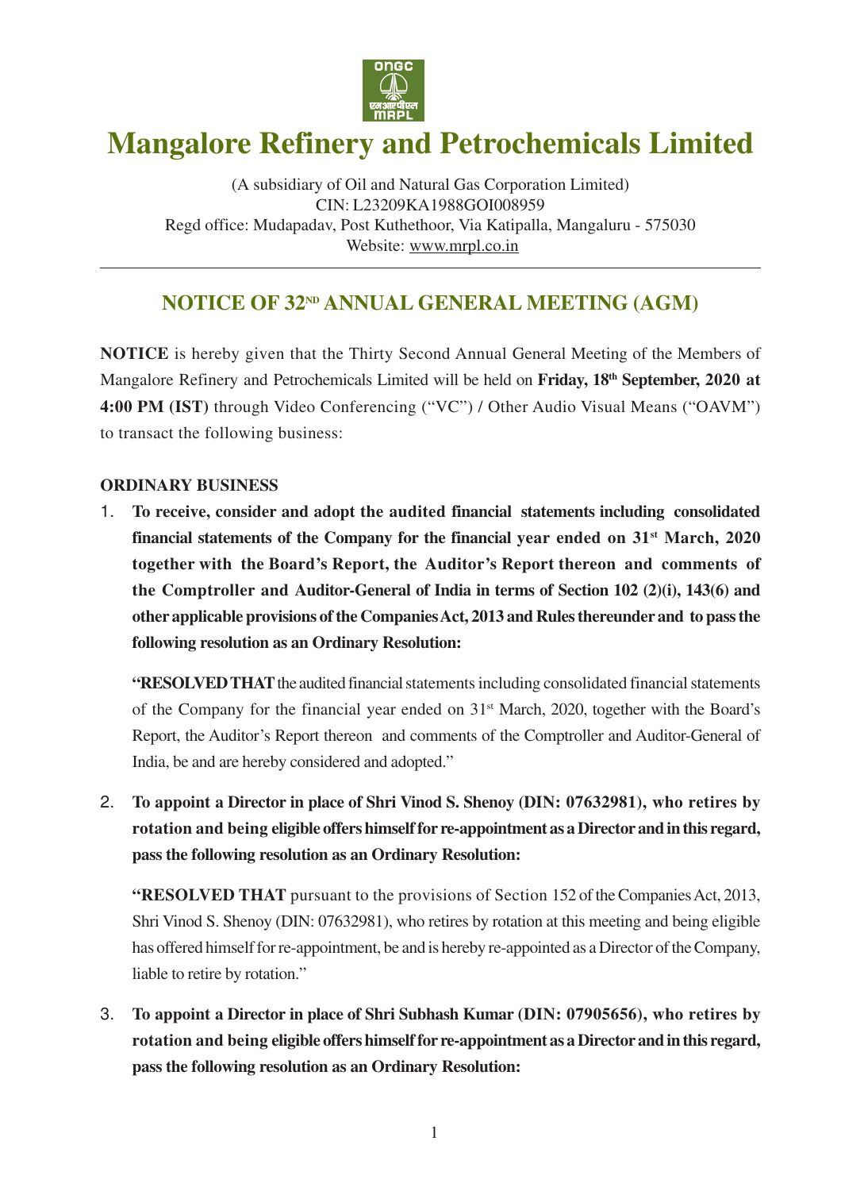# Mangalore Refinery and Petrochemicals Limited

(A subsidiary of Oil and Natural Gas Corporation Limited)
CIN: L23209KA1988GOI008959
Regd office: Mudapadav, Post Kuthethoor, Via Katipalla, Mangaluru - 575030
Website: www.mrpl.co.in

## NOTICE OF 32ND ANNUAL GENERAL MEETING (AGM)

**NOTICE** is hereby given that the Thirty Second Annual General Meeting of the Members of Mangalore Refinery and Petrochemicals Limited will be held on **Friday, 18th September, 2020 at 4:00 PM (IST)** through Video Conferencing ("VC") / Other Audio Visual Means ("OAVM") to transact the following business:

**ORDINARY BUSINESS**

1. **To receive, consider and adopt the audited financial statements including consolidated financial statements of the Company for the financial year ended on 31st March, 2020 together with the Board's Report, the Auditor's Report thereon and comments of the Comptroller and Auditor-General of India in terms of Section 102 (2)(i), 143(6) and other applicable provisions of the Companies Act, 2013 and Rules thereunder and to pass the following resolution as an Ordinary Resolution:**

   **"RESOLVED THAT** the audited financial statements including consolidated financial statements of the Company for the financial year ended on 31st March, 2020, together with the Board's Report, the Auditor's Report thereon and comments of the Comptroller and Auditor-General of India, be and are hereby considered and adopted."

2. **To appoint a Director in place of Shri Vinod S. Shenoy (DIN: 07632981), who retires by rotation and being eligible offers himself for re-appointment as a Director and in this regard, pass the following resolution as an Ordinary Resolution:**

   **"RESOLVED THAT** pursuant to the provisions of Section 152 of the Companies Act, 2013, Shri Vinod S. Shenoy (DIN: 07632981), who retires by rotation at this meeting and being eligible has offered himself for re-appointment, be and is hereby re-appointed as a Director of the Company, liable to retire by rotation."

3. **To appoint a Director in place of Shri Subhash Kumar (DIN: 07905656), who retires by rotation and being eligible offers himself for re-appointment as a Director and in this regard, pass the following resolution as an Ordinary Resolution:**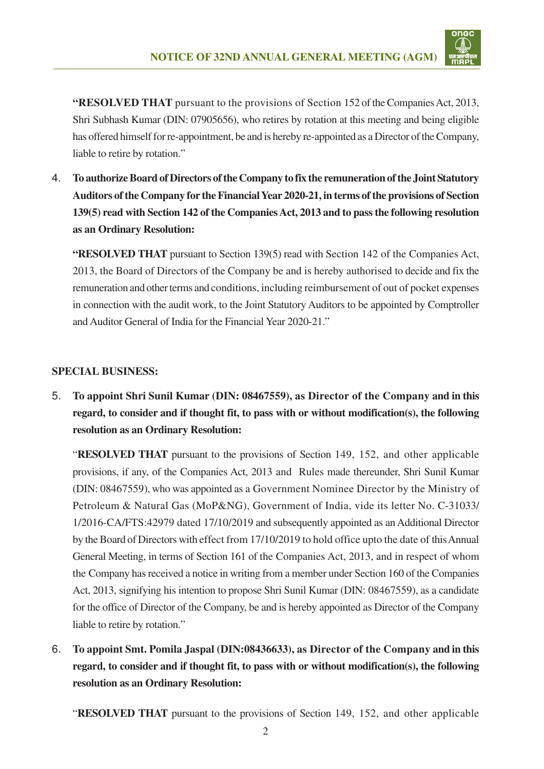"**RESOLVED THAT** pursuant to the provisions of Section 152 of the Companies Act, 2013, Shri Subhash Kumar (DIN: 07905656), who retires by rotation at this meeting and being eligible has offered himself for re-appointment, be and is hereby re-appointed as a Director of the Company, liable to retire by rotation."

4. **To authorize Board of Directors of the Company to fix the remuneration of the Joint Statutory Auditors of the Company for the Financial Year 2020-21, in terms of the provisions of Section 139(5) read with Section 142 of the Companies Act, 2013 and to pass the following resolution as an Ordinary Resolution:**

   "**RESOLVED THAT** pursuant to Section 139(5) read with Section 142 of the Companies Act, 2013, the Board of Directors of the Company be and is hereby authorised to decide and fix the remuneration and other terms and conditions, including reimbursement of out of pocket expenses in connection with the audit work, to the Joint Statutory Auditors to be appointed by Comptroller and Auditor General of India for the Financial Year 2020-21."

**SPECIAL BUSINESS:**

5. **To appoint Shri Sunil Kumar (DIN: 08467559), as Director of the Company and in this regard, to consider and if thought fit, to pass with or without modification(s), the following resolution as an Ordinary Resolution:**

   "**RESOLVED THAT** pursuant to the provisions of Section 149, 152, and other applicable provisions, if any, of the Companies Act, 2013 and Rules made thereunder, Shri Sunil Kumar (DIN: 08467559), who was appointed as a Government Nominee Director by the Ministry of Petroleum & Natural Gas (MoP&NG), Government of India, vide its letter No. C-31033/1/2016-CA/FTS:42979 dated 17/10/2019 and subsequently appointed as an Additional Director by the Board of Directors with effect from 17/10/2019 to hold office upto the date of this Annual General Meeting, in terms of Section 161 of the Companies Act, 2013, and in respect of whom the Company has received a notice in writing from a member under Section 160 of the Companies Act, 2013, signifying his intention to propose Shri Sunil Kumar (DIN: 08467559), as a candidate for the office of Director of the Company, be and is hereby appointed as Director of the Company liable to retire by rotation."

6. **To appoint Smt. Pomila Jaspal (DIN:08436633), as Director of the Company and in this regard, to consider and if thought fit, to pass with or without modification(s), the following resolution as an Ordinary Resolution:**

   "**RESOLVED THAT** pursuant to the provisions of Section 149, 152, and other applicable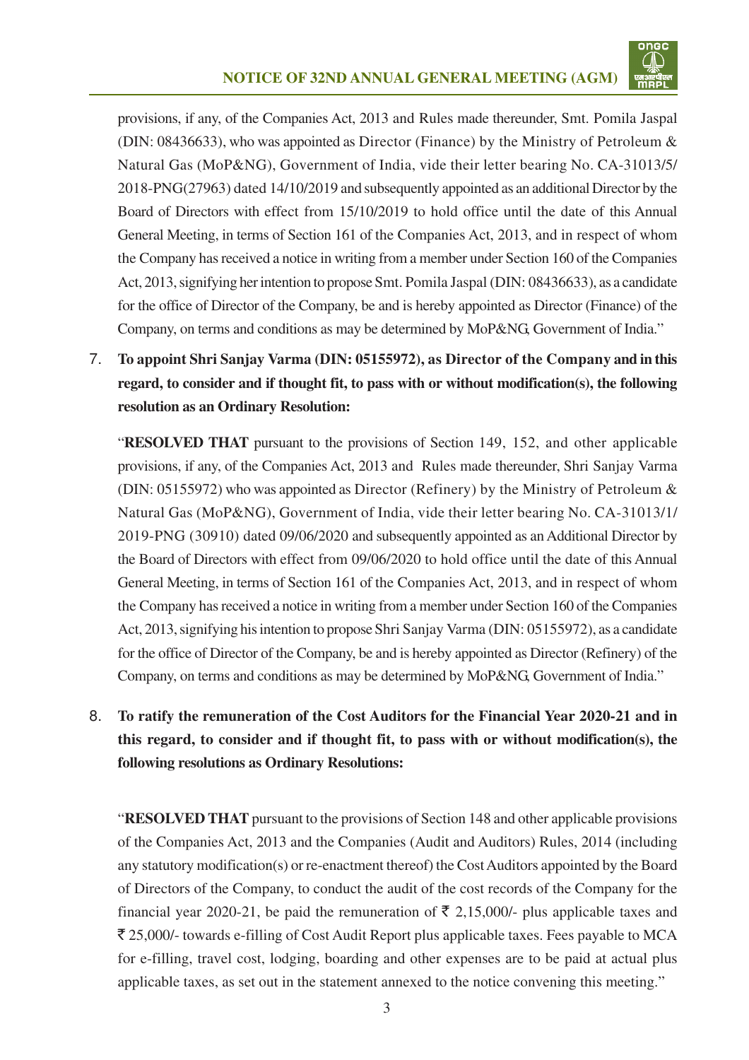provisions, if any, of the Companies Act, 2013 and Rules made thereunder, Smt. Pomila Jaspal (DIN: 08436633), who was appointed as Director (Finance) by the Ministry of Petroleum & Natural Gas (MoP&NG), Government of India, vide their letter bearing No. CA-31013/5/2018-PNG(27963) dated 14/10/2019 and subsequently appointed as an additional Director by the Board of Directors with effect from 15/10/2019 to hold office until the date of this Annual General Meeting, in terms of Section 161 of the Companies Act, 2013, and in respect of whom the Company has received a notice in writing from a member under Section 160 of the Companies Act, 2013, signifying her intention to propose Smt. Pomila Jaspal (DIN: 08436633), as a candidate for the office of Director of the Company, be and is hereby appointed as Director (Finance) of the Company, on terms and conditions as may be determined by MoP&NG, Government of India."

7. **To appoint Shri Sanjay Varma (DIN: 05155972), as Director of the Company and in this regard, to consider and if thought fit, to pass with or without modification(s), the following resolution as an Ordinary Resolution:**

   "**RESOLVED THAT** pursuant to the provisions of Section 149, 152, and other applicable provisions, if any, of the Companies Act, 2013 and Rules made thereunder, Shri Sanjay Varma (DIN: 05155972) who was appointed as Director (Refinery) by the Ministry of Petroleum & Natural Gas (MoP&NG), Government of India, vide their letter bearing No. CA-31013/1/2019-PNG (30910) dated 09/06/2020 and subsequently appointed as an Additional Director by the Board of Directors with effect from 09/06/2020 to hold office until the date of this Annual General Meeting, in terms of Section 161 of the Companies Act, 2013, and in respect of whom the Company has received a notice in writing from a member under Section 160 of the Companies Act, 2013, signifying his intention to propose Shri Sanjay Varma (DIN: 05155972), as a candidate for the office of Director of the Company, be and is hereby appointed as Director (Refinery) of the Company, on terms and conditions as may be determined by MoP&NG, Government of India."

8. **To ratify the remuneration of the Cost Auditors for the Financial Year 2020-21 and in this regard, to consider and if thought fit, to pass with or without modification(s), the following resolutions as Ordinary Resolutions:**

   "**RESOLVED THAT** pursuant to the provisions of Section 148 and other applicable provisions of the Companies Act, 2013 and the Companies (Audit and Auditors) Rules, 2014 (including any statutory modification(s) or re-enactment thereof) the Cost Auditors appointed by the Board of Directors of the Company, to conduct the audit of the cost records of the Company for the financial year 2020-21, be paid the remuneration of ₹ 2,15,000/- plus applicable taxes and ₹ 25,000/- towards e-filling of Cost Audit Report plus applicable taxes. Fees payable to MCA for e-filling, travel cost, lodging, boarding and other expenses are to be paid at actual plus applicable taxes, as set out in the statement annexed to the notice convening this meeting."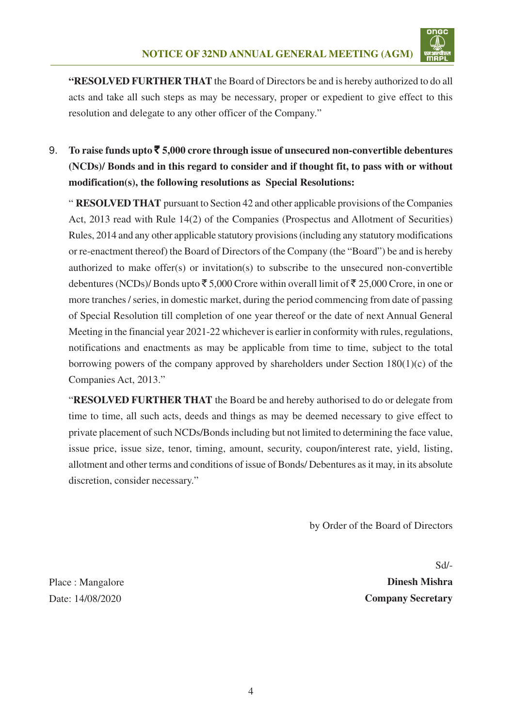**"RESOLVED FURTHER THAT** the Board of Directors be and is hereby authorized to do all acts and take all such steps as may be necessary, proper or expedient to give effect to this resolution and delegate to any other officer of the Company."

9. **To raise funds upto ₹ 5,000 crore through issue of unsecured non-convertible debentures (NCDs)/ Bonds and in this regard to consider and if thought fit, to pass with or without modification(s), the following resolutions as Special Resolutions:**

   " **RESOLVED THAT** pursuant to Section 42 and other applicable provisions of the Companies Act, 2013 read with Rule 14(2) of the Companies (Prospectus and Allotment of Securities) Rules, 2014 and any other applicable statutory provisions (including any statutory modifications or re-enactment thereof) the Board of Directors of the Company (the "Board") be and is hereby authorized to make offer(s) or invitation(s) to subscribe to the unsecured non-convertible debentures (NCDs)/ Bonds upto ₹ 5,000 Crore within overall limit of ₹ 25,000 Crore, in one or more tranches / series, in domestic market, during the period commencing from date of passing of Special Resolution till completion of one year thereof or the date of next Annual General Meeting in the financial year 2021-22 whichever is earlier in conformity with rules, regulations, notifications and enactments as may be applicable from time to time, subject to the total borrowing powers of the company approved by shareholders under Section 180(1)(c) of the Companies Act, 2013."

   "**RESOLVED FURTHER THAT** the Board be and hereby authorised to do or delegate from time to time, all such acts, deeds and things as may be deemed necessary to give effect to private placement of such NCDs/Bonds including but not limited to determining the face value, issue price, issue size, tenor, timing, amount, security, coupon/interest rate, yield, listing, allotment and other terms and conditions of issue of Bonds/ Debentures as it may, in its absolute discretion, consider necessary."

by Order of the Board of Directors

Sd/-

**Dinesh Mishra**

**Company Secretary**

Place : Mangalore

Date: 14/08/2020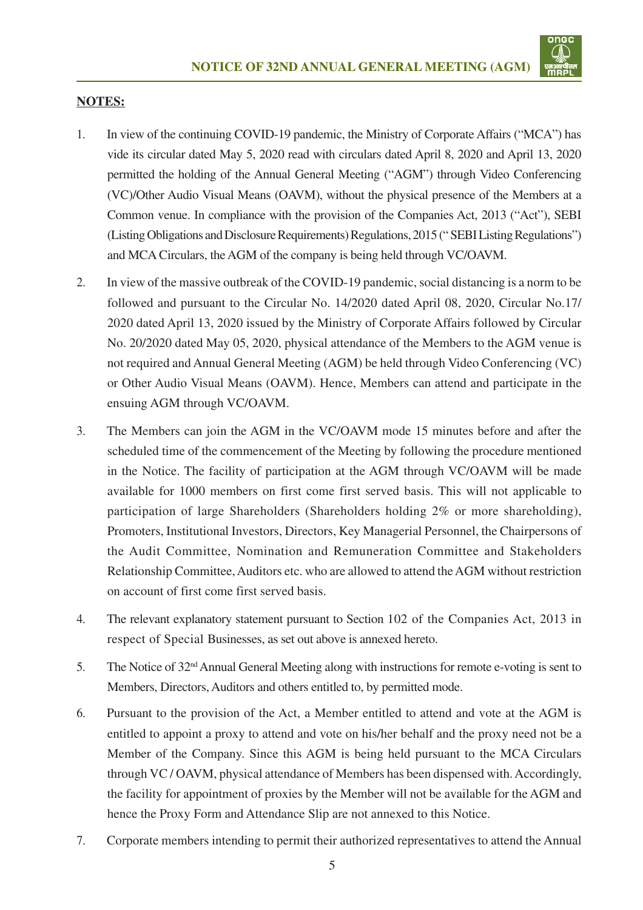**NOTES:**

1. In view of the continuing COVID-19 pandemic, the Ministry of Corporate Affairs ("MCA") has vide its circular dated May 5, 2020 read with circulars dated April 8, 2020 and April 13, 2020 permitted the holding of the Annual General Meeting ("AGM") through Video Conferencing (VC)/Other Audio Visual Means (OAVM), without the physical presence of the Members at a Common venue. In compliance with the provision of the Companies Act, 2013 ("Act"), SEBI (Listing Obligations and Disclosure Requirements) Regulations, 2015 (" SEBI Listing Regulations") and MCA Circulars, the AGM of the company is being held through VC/OAVM.

2. In view of the massive outbreak of the COVID-19 pandemic, social distancing is a norm to be followed and pursuant to the Circular No. 14/2020 dated April 08, 2020, Circular No.17/ 2020 dated April 13, 2020 issued by the Ministry of Corporate Affairs followed by Circular No. 20/2020 dated May 05, 2020, physical attendance of the Members to the AGM venue is not required and Annual General Meeting (AGM) be held through Video Conferencing (VC) or Other Audio Visual Means (OAVM). Hence, Members can attend and participate in the ensuing AGM through VC/OAVM.

3. The Members can join the AGM in the VC/OAVM mode 15 minutes before and after the scheduled time of the commencement of the Meeting by following the procedure mentioned in the Notice. The facility of participation at the AGM through VC/OAVM will be made available for 1000 members on first come first served basis. This will not applicable to participation of large Shareholders (Shareholders holding 2% or more shareholding), Promoters, Institutional Investors, Directors, Key Managerial Personnel, the Chairpersons of the Audit Committee, Nomination and Remuneration Committee and Stakeholders Relationship Committee, Auditors etc. who are allowed to attend the AGM without restriction on account of first come first served basis.

4. The relevant explanatory statement pursuant to Section 102 of the Companies Act, 2013 in respect of Special Businesses, as set out above is annexed hereto.

5. The Notice of 32nd Annual General Meeting along with instructions for remote e-voting is sent to Members, Directors, Auditors and others entitled to, by permitted mode.

6. Pursuant to the provision of the Act, a Member entitled to attend and vote at the AGM is entitled to appoint a proxy to attend and vote on his/her behalf and the proxy need not be a Member of the Company. Since this AGM is being held pursuant to the MCA Circulars through VC / OAVM, physical attendance of Members has been dispensed with. Accordingly, the facility for appointment of proxies by the Member will not be available for the AGM and hence the Proxy Form and Attendance Slip are not annexed to this Notice.

7. Corporate members intending to permit their authorized representatives to attend the Annual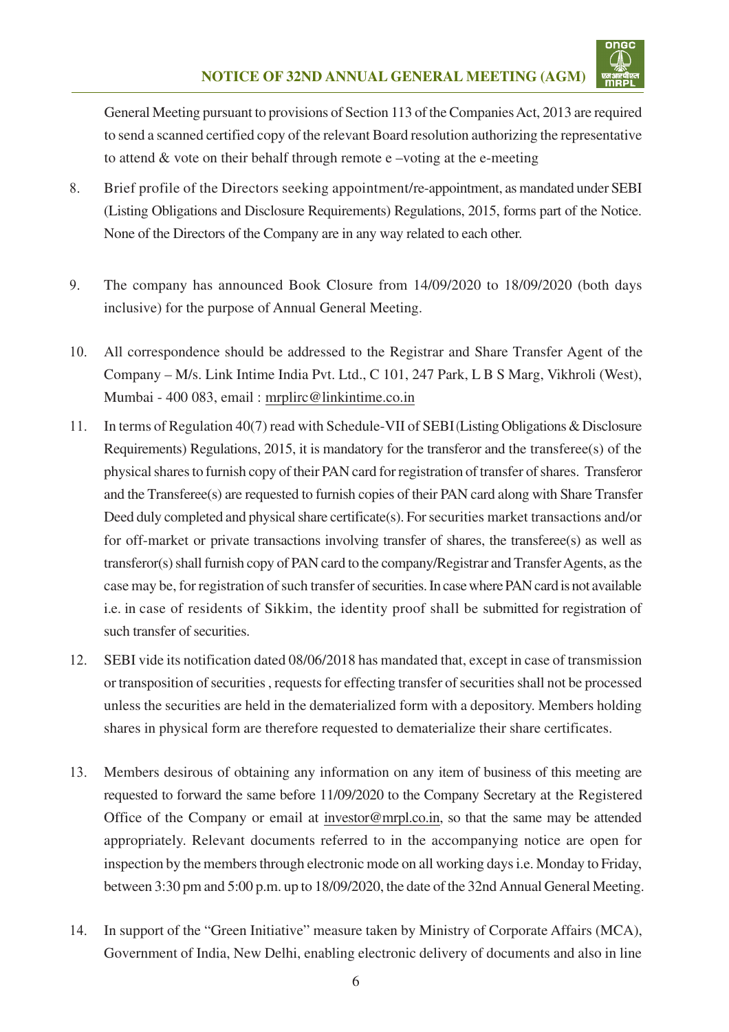General Meeting pursuant to provisions of Section 113 of the Companies Act, 2013 are required to send a scanned certified copy of the relevant Board resolution authorizing the representative to attend & vote on their behalf through remote e –voting at the e-meeting

8. Brief profile of the Directors seeking appointment/re-appointment, as mandated under SEBI (Listing Obligations and Disclosure Requirements) Regulations, 2015, forms part of the Notice. None of the Directors of the Company are in any way related to each other.

9. The company has announced Book Closure from 14/09/2020 to 18/09/2020 (both days inclusive) for the purpose of Annual General Meeting.

10. All correspondence should be addressed to the Registrar and Share Transfer Agent of the Company – M/s. Link Intime India Pvt. Ltd., C 101, 247 Park, L B S Marg, Vikhroli (West), Mumbai - 400 083, email : mrplirc@linkintime.co.in

11. In terms of Regulation 40(7) read with Schedule-VII of SEBI (Listing Obligations & Disclosure Requirements) Regulations, 2015, it is mandatory for the transferor and the transferee(s) of the physical shares to furnish copy of their PAN card for registration of transfer of shares. Transferor and the Transferee(s) are requested to furnish copies of their PAN card along with Share Transfer Deed duly completed and physical share certificate(s). For securities market transactions and/or for off-market or private transactions involving transfer of shares, the transferee(s) as well as transferor(s) shall furnish copy of PAN card to the company/Registrar and Transfer Agents, as the case may be, for registration of such transfer of securities. In case where PAN card is not available i.e. in case of residents of Sikkim, the identity proof shall be submitted for registration of such transfer of securities.

12. SEBI vide its notification dated 08/06/2018 has mandated that, except in case of transmission or transposition of securities , requests for effecting transfer of securities shall not be processed unless the securities are held in the dematerialized form with a depository. Members holding shares in physical form are therefore requested to dematerialize their share certificates.

13. Members desirous of obtaining any information on any item of business of this meeting are requested to forward the same before 11/09/2020 to the Company Secretary at the Registered Office of the Company or email at investor@mrpl.co.in, so that the same may be attended appropriately. Relevant documents referred to in the accompanying notice are open for inspection by the members through electronic mode on all working days i.e. Monday to Friday, between 3:30 pm and 5:00 p.m. up to 18/09/2020, the date of the 32nd Annual General Meeting.

14. In support of the "Green Initiative" measure taken by Ministry of Corporate Affairs (MCA), Government of India, New Delhi, enabling electronic delivery of documents and also in line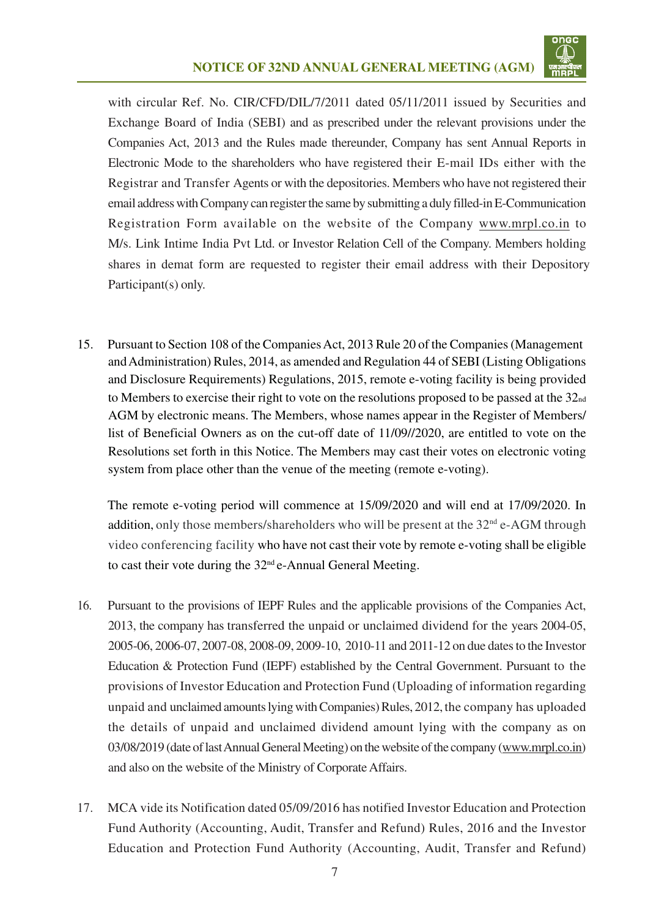with circular Ref. No. CIR/CFD/DIL/7/2011 dated 05/11/2011 issued by Securities and Exchange Board of India (SEBI) and as prescribed under the relevant provisions under the Companies Act, 2013 and the Rules made thereunder, Company has sent Annual Reports in Electronic Mode to the shareholders who have registered their E-mail IDs either with the Registrar and Transfer Agents or with the depositories. Members who have not registered their email address with Company can register the same by submitting a duly filled-in E-Communication Registration Form available on the website of the Company www.mrpl.co.in to M/s. Link Intime India Pvt Ltd. or Investor Relation Cell of the Company. Members holding shares in demat form are requested to register their email address with their Depository Participant(s) only.

15. Pursuant to Section 108 of the Companies Act, 2013 Rule 20 of the Companies (Management and Administration) Rules, 2014, as amended and Regulation 44 of SEBI (Listing Obligations and Disclosure Requirements) Regulations, 2015, remote e-voting facility is being provided to Members to exercise their right to vote on the resolutions proposed to be passed at the 32nd AGM by electronic means. The Members, whose names appear in the Register of Members/ list of Beneficial Owners as on the cut-off date of 11/09//2020, are entitled to vote on the Resolutions set forth in this Notice. The Members may cast their votes on electronic voting system from place other than the venue of the meeting (remote e-voting).

    The remote e-voting period will commence at 15/09/2020 and will end at 17/09/2020. In addition, only those members/shareholders who will be present at the 32nd e-AGM through video conferencing facility who have not cast their vote by remote e-voting shall be eligible to cast their vote during the 32nd e-Annual General Meeting.

16. Pursuant to the provisions of IEPF Rules and the applicable provisions of the Companies Act, 2013, the company has transferred the unpaid or unclaimed dividend for the years 2004-05, 2005-06, 2006-07, 2007-08, 2008-09, 2009-10, 2010-11 and 2011-12 on due dates to the Investor Education & Protection Fund (IEPF) established by the Central Government. Pursuant to the provisions of Investor Education and Protection Fund (Uploading of information regarding unpaid and unclaimed amounts lying with Companies) Rules, 2012, the company has uploaded the details of unpaid and unclaimed dividend amount lying with the company as on 03/08/2019 (date of last Annual General Meeting) on the website of the company (www.mrpl.co.in) and also on the website of the Ministry of Corporate Affairs.

17. MCA vide its Notification dated 05/09/2016 has notified Investor Education and Protection Fund Authority (Accounting, Audit, Transfer and Refund) Rules, 2016 and the Investor Education and Protection Fund Authority (Accounting, Audit, Transfer and Refund)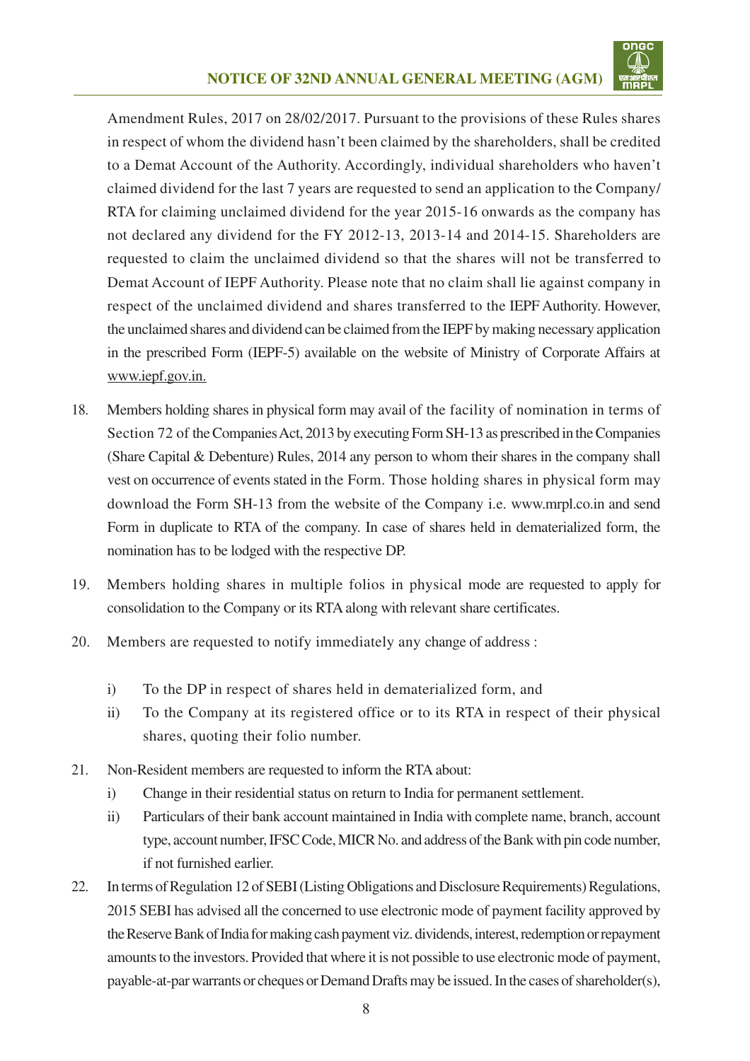Amendment Rules, 2017 on 28/02/2017. Pursuant to the provisions of these Rules shares in respect of whom the dividend hasn't been claimed by the shareholders, shall be credited to a Demat Account of the Authority. Accordingly, individual shareholders who haven't claimed dividend for the last 7 years are requested to send an application to the Company/ RTA for claiming unclaimed dividend for the year 2015-16 onwards as the company has not declared any dividend for the FY 2012-13, 2013-14 and 2014-15. Shareholders are requested to claim the unclaimed dividend so that the shares will not be transferred to Demat Account of IEPF Authority. Please note that no claim shall lie against company in respect of the unclaimed dividend and shares transferred to the IEPF Authority. However, the unclaimed shares and dividend can be claimed from the IEPF by making necessary application in the prescribed Form (IEPF-5) available on the website of Ministry of Corporate Affairs at www.iepf.gov.in.

18. Members holding shares in physical form may avail of the facility of nomination in terms of Section 72 of the Companies Act, 2013 by executing Form SH-13 as prescribed in the Companies (Share Capital & Debenture) Rules, 2014 any person to whom their shares in the company shall vest on occurrence of events stated in the Form. Those holding shares in physical form may download the Form SH-13 from the website of the Company i.e. www.mrpl.co.in and send Form in duplicate to RTA of the company. In case of shares held in dematerialized form, the nomination has to be lodged with the respective DP.

19. Members holding shares in multiple folios in physical mode are requested to apply for consolidation to the Company or its RTA along with relevant share certificates.

20. Members are requested to notify immediately any change of address :

    i) To the DP in respect of shares held in dematerialized form, and

    ii) To the Company at its registered office or to its RTA in respect of their physical shares, quoting their folio number.

21. Non-Resident members are requested to inform the RTA about:

    i) Change in their residential status on return to India for permanent settlement.

    ii) Particulars of their bank account maintained in India with complete name, branch, account type, account number, IFSC Code, MICR No. and address of the Bank with pin code number, if not furnished earlier.

22. In terms of Regulation 12 of SEBI (Listing Obligations and Disclosure Requirements) Regulations, 2015 SEBI has advised all the concerned to use electronic mode of payment facility approved by the Reserve Bank of India for making cash payment viz. dividends, interest, redemption or repayment amounts to the investors. Provided that where it is not possible to use electronic mode of payment, payable-at-par warrants or cheques or Demand Drafts may be issued. In the cases of shareholder(s),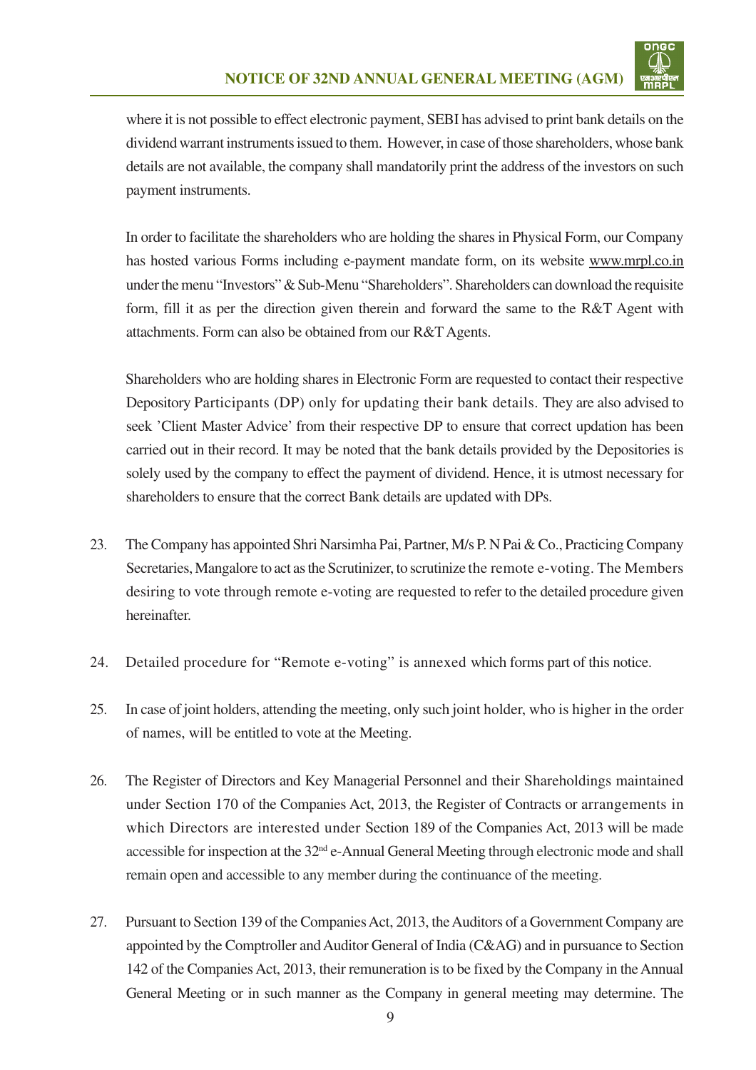where it is not possible to effect electronic payment, SEBI has advised to print bank details on the dividend warrant instruments issued to them. However, in case of those shareholders, whose bank details are not available, the company shall mandatorily print the address of the investors on such payment instruments.

In order to facilitate the shareholders who are holding the shares in Physical Form, our Company has hosted various Forms including e-payment mandate form, on its website www.mrpl.co.in under the menu "Investors" & Sub-Menu "Shareholders". Shareholders can download the requisite form, fill it as per the direction given therein and forward the same to the R&T Agent with attachments. Form can also be obtained from our R&T Agents.

Shareholders who are holding shares in Electronic Form are requested to contact their respective Depository Participants (DP) only for updating their bank details. They are also advised to seek 'Client Master Advice' from their respective DP to ensure that correct updation has been carried out in their record. It may be noted that the bank details provided by the Depositories is solely used by the company to effect the payment of dividend. Hence, it is utmost necessary for shareholders to ensure that the correct Bank details are updated with DPs.

23. The Company has appointed Shri Narsimha Pai, Partner, M/s P. N Pai & Co., Practicing Company Secretaries, Mangalore to act as the Scrutinizer, to scrutinize the remote e-voting. The Members desiring to vote through remote e-voting are requested to refer to the detailed procedure given hereinafter.

24. Detailed procedure for "Remote e-voting" is annexed which forms part of this notice.

25. In case of joint holders, attending the meeting, only such joint holder, who is higher in the order of names, will be entitled to vote at the Meeting.

26. The Register of Directors and Key Managerial Personnel and their Shareholdings maintained under Section 170 of the Companies Act, 2013, the Register of Contracts or arrangements in which Directors are interested under Section 189 of the Companies Act, 2013 will be made accessible for inspection at the 32nd e-Annual General Meeting through electronic mode and shall remain open and accessible to any member during the continuance of the meeting.

27. Pursuant to Section 139 of the Companies Act, 2013, the Auditors of a Government Company are appointed by the Comptroller and Auditor General of India (C&AG) and in pursuance to Section 142 of the Companies Act, 2013, their remuneration is to be fixed by the Company in the Annual General Meeting or in such manner as the Company in general meeting may determine. The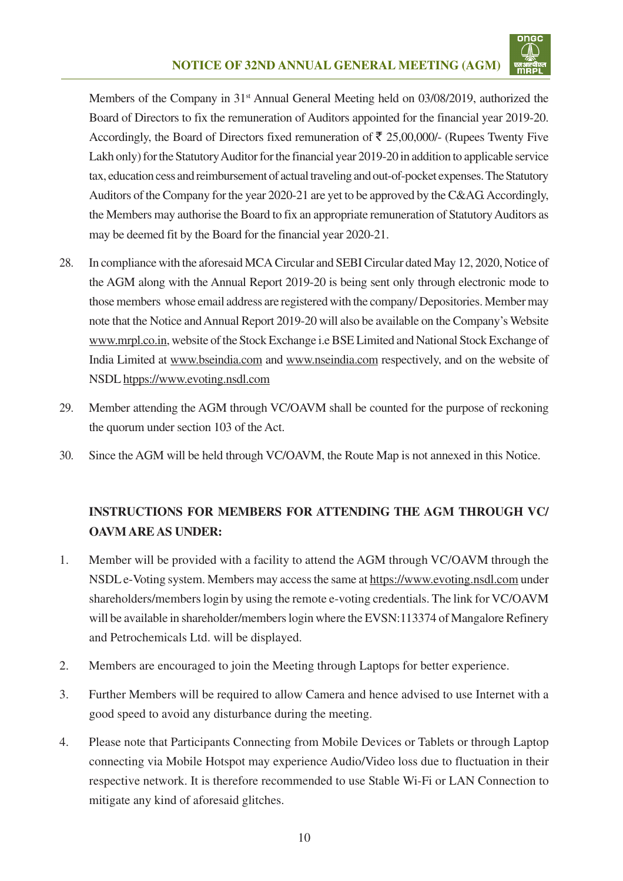Members of the Company in 31st Annual General Meeting held on 03/08/2019, authorized the Board of Directors to fix the remuneration of Auditors appointed for the financial year 2019-20. Accordingly, the Board of Directors fixed remuneration of ₹ 25,00,000/- (Rupees Twenty Five Lakh only) for the Statutory Auditor for the financial year 2019-20 in addition to applicable service tax, education cess and reimbursement of actual traveling and out-of-pocket expenses. The Statutory Auditors of the Company for the year 2020-21 are yet to be approved by the C&AG. Accordingly, the Members may authorise the Board to fix an appropriate remuneration of Statutory Auditors as may be deemed fit by the Board for the financial year 2020-21.

28. In compliance with the aforesaid MCA Circular and SEBI Circular dated May 12, 2020, Notice of the AGM along with the Annual Report 2019-20 is being sent only through electronic mode to those members whose email address are registered with the company/ Depositories. Member may note that the Notice and Annual Report 2019-20 will also be available on the Company's Website www.mrpl.co.in, website of the Stock Exchange i.e BSE Limited and National Stock Exchange of India Limited at www.bseindia.com and www.nseindia.com respectively, and on the website of NSDL htpps://www.evoting.nsdl.com

29. Member attending the AGM through VC/OAVM shall be counted for the purpose of reckoning the quorum under section 103 of the Act.

30. Since the AGM will be held through VC/OAVM, the Route Map is not annexed in this Notice.

**INSTRUCTIONS FOR MEMBERS FOR ATTENDING THE AGM THROUGH VC/ OAVM ARE AS UNDER:**

1. Member will be provided with a facility to attend the AGM through VC/OAVM through the NSDL e-Voting system. Members may access the same at https://www.evoting.nsdl.com under shareholders/members login by using the remote e-voting credentials. The link for VC/OAVM will be available in shareholder/members login where the EVSN:113374 of Mangalore Refinery and Petrochemicals Ltd. will be displayed.

2. Members are encouraged to join the Meeting through Laptops for better experience.

3. Further Members will be required to allow Camera and hence advised to use Internet with a good speed to avoid any disturbance during the meeting.

4. Please note that Participants Connecting from Mobile Devices or Tablets or through Laptop connecting via Mobile Hotspot may experience Audio/Video loss due to fluctuation in their respective network. It is therefore recommended to use Stable Wi-Fi or LAN Connection to mitigate any kind of aforesaid glitches.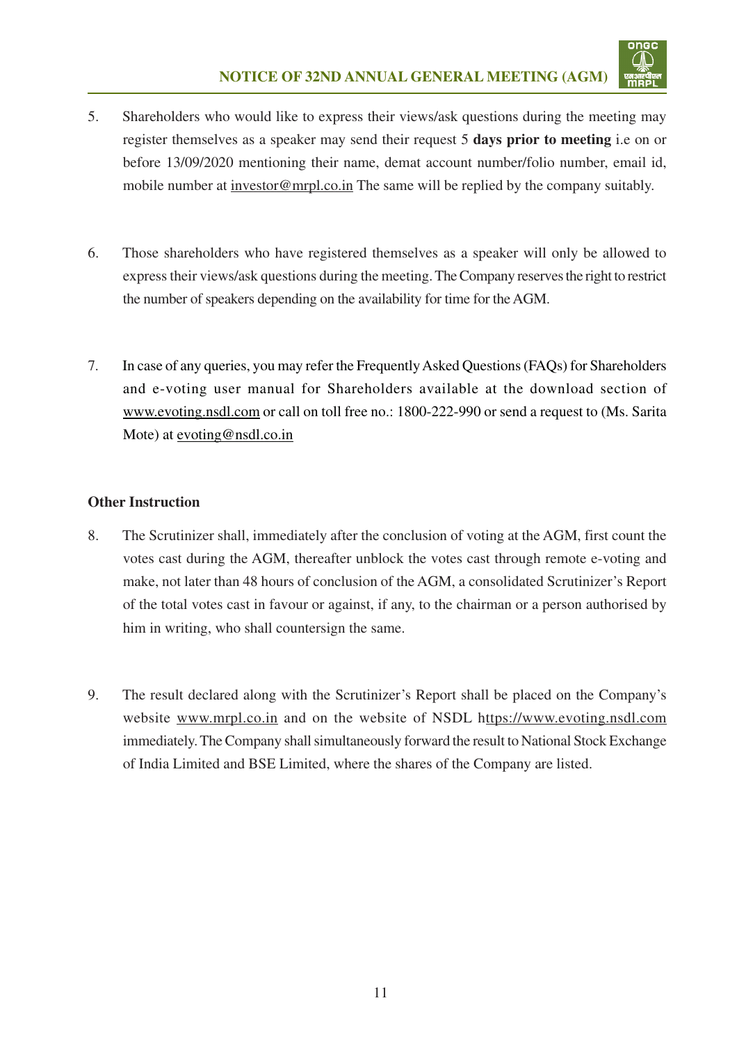5. Shareholders who would like to express their views/ask questions during the meeting may register themselves as a speaker may send their request 5 **days prior to meeting** i.e on or before 13/09/2020 mentioning their name, demat account number/folio number, email id, mobile number at investor@mrpl.co.in The same will be replied by the company suitably.

6. Those shareholders who have registered themselves as a speaker will only be allowed to express their views/ask questions during the meeting. The Company reserves the right to restrict the number of speakers depending on the availability for time for the AGM.

7. In case of any queries, you may refer the Frequently Asked Questions (FAQs) for Shareholders and e-voting user manual for Shareholders available at the download section of www.evoting.nsdl.com or call on toll free no.: 1800-222-990 or send a request to (Ms. Sarita Mote) at evoting@nsdl.co.in

**Other Instruction**

8. The Scrutinizer shall, immediately after the conclusion of voting at the AGM, first count the votes cast during the AGM, thereafter unblock the votes cast through remote e-voting and make, not later than 48 hours of conclusion of the AGM, a consolidated Scrutinizer's Report of the total votes cast in favour or against, if any, to the chairman or a person authorised by him in writing, who shall countersign the same.

9. The result declared along with the Scrutinizer's Report shall be placed on the Company's website www.mrpl.co.in and on the website of NSDL https://www.evoting.nsdl.com immediately. The Company shall simultaneously forward the result to National Stock Exchange of India Limited and BSE Limited, where the shares of the Company are listed.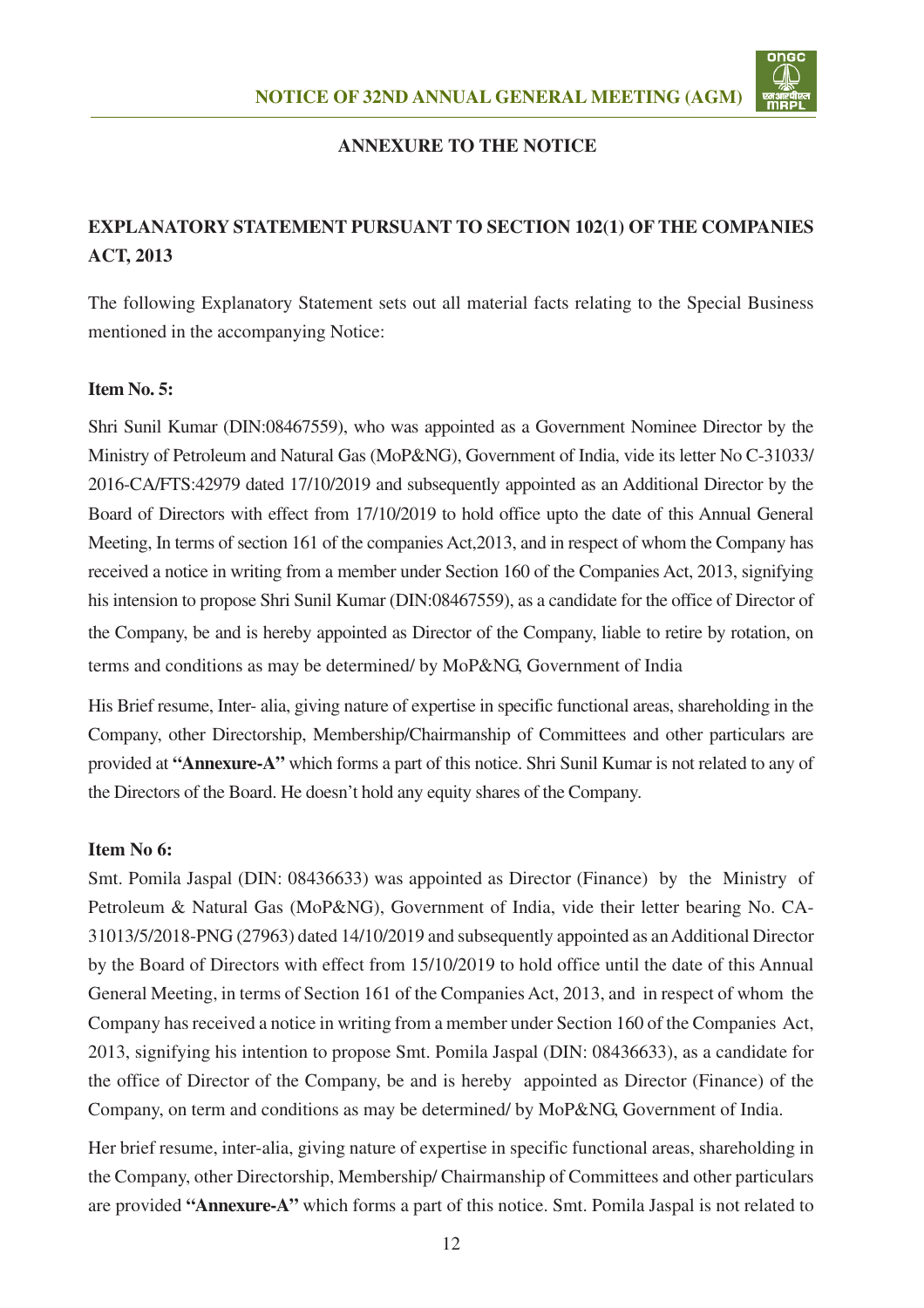## ANNEXURE TO THE NOTICE

## EXPLANATORY STATEMENT PURSUANT TO SECTION 102(1) OF THE COMPANIES ACT, 2013

The following Explanatory Statement sets out all material facts relating to the Special Business mentioned in the accompanying Notice:

**Item No. 5:**

Shri Sunil Kumar (DIN:08467559), who was appointed as a Government Nominee Director by the Ministry of Petroleum and Natural Gas (MoP&NG), Government of India, vide its letter No C-31033/2016-CA/FTS:42979 dated 17/10/2019 and subsequently appointed as an Additional Director by the Board of Directors with effect from 17/10/2019 to hold office upto the date of this Annual General Meeting, In terms of section 161 of the companies Act,2013, and in respect of whom the Company has received a notice in writing from a member under Section 160 of the Companies Act, 2013, signifying his intension to propose Shri Sunil Kumar (DIN:08467559), as a candidate for the office of Director of the Company, be and is hereby appointed as Director of the Company, liable to retire by rotation, on terms and conditions as may be determined/ by MoP&NG, Government of India

His Brief resume, Inter- alia, giving nature of expertise in specific functional areas, shareholding in the Company, other Directorship, Membership/Chairmanship of Committees and other particulars are provided at **"Annexure-A"** which forms a part of this notice. Shri Sunil Kumar is not related to any of the Directors of the Board. He doesn't hold any equity shares of the Company.

**Item No 6:**

Smt. Pomila Jaspal (DIN: 08436633) was appointed as Director (Finance) by the Ministry of Petroleum & Natural Gas (MoP&NG), Government of India, vide their letter bearing No. CA-31013/5/2018-PNG (27963) dated 14/10/2019 and subsequently appointed as an Additional Director by the Board of Directors with effect from 15/10/2019 to hold office until the date of this Annual General Meeting, in terms of Section 161 of the Companies Act, 2013, and in respect of whom the Company has received a notice in writing from a member under Section 160 of the Companies Act, 2013, signifying his intention to propose Smt. Pomila Jaspal (DIN: 08436633), as a candidate for the office of Director of the Company, be and is hereby appointed as Director (Finance) of the Company, on term and conditions as may be determined/ by MoP&NG, Government of India.

Her brief resume, inter-alia, giving nature of expertise in specific functional areas, shareholding in the Company, other Directorship, Membership/ Chairmanship of Committees and other particulars are provided **"Annexure-A"** which forms a part of this notice. Smt. Pomila Jaspal is not related to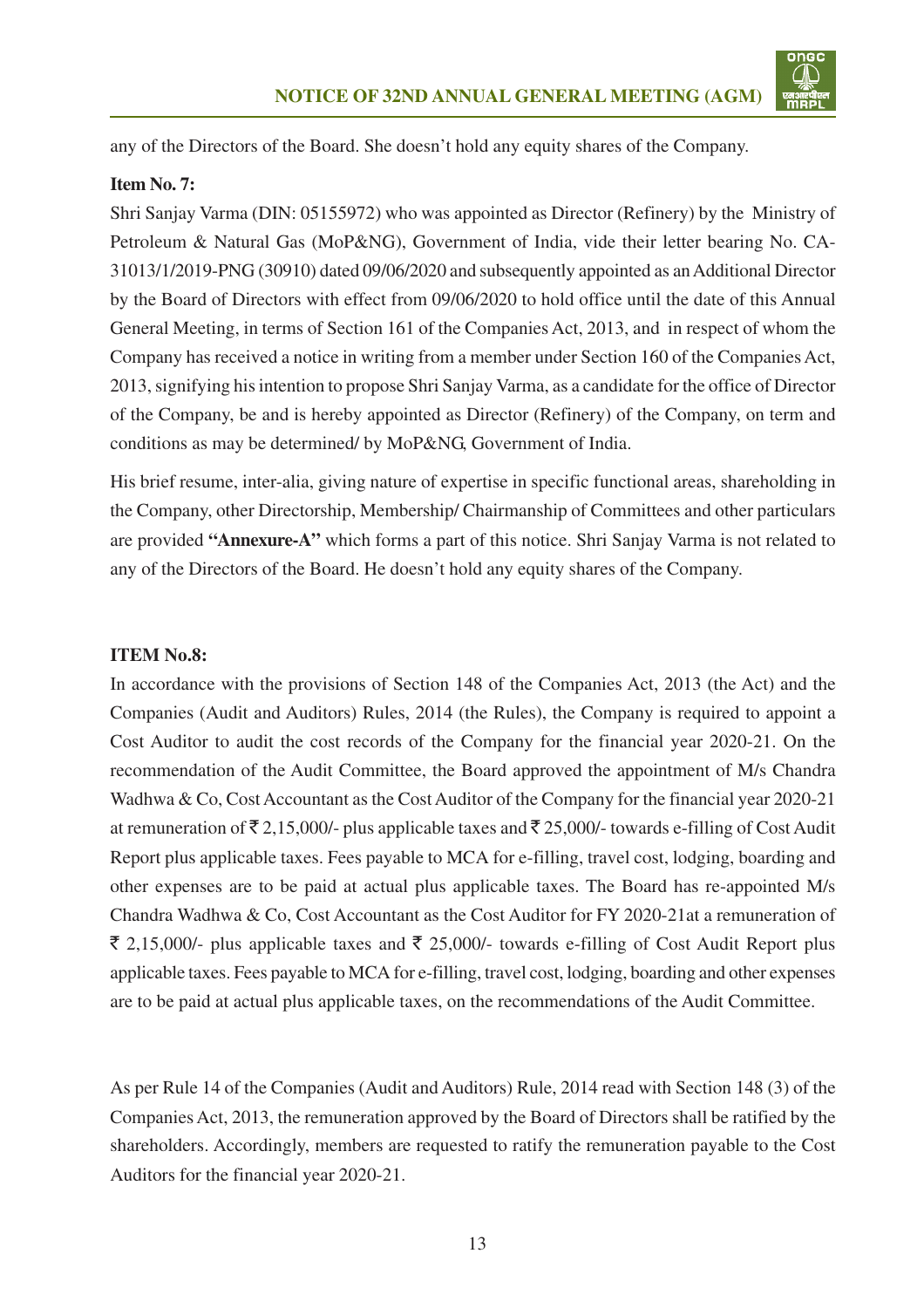any of the Directors of the Board. She doesn't hold any equity shares of the Company.

**Item No. 7:**

Shri Sanjay Varma (DIN: 05155972) who was appointed as Director (Refinery) by the Ministry of Petroleum & Natural Gas (MoP&NG), Government of India, vide their letter bearing No. CA-31013/1/2019-PNG (30910) dated 09/06/2020 and subsequently appointed as an Additional Director by the Board of Directors with effect from 09/06/2020 to hold office until the date of this Annual General Meeting, in terms of Section 161 of the Companies Act, 2013, and in respect of whom the Company has received a notice in writing from a member under Section 160 of the Companies Act, 2013, signifying his intention to propose Shri Sanjay Varma, as a candidate for the office of Director of the Company, be and is hereby appointed as Director (Refinery) of the Company, on term and conditions as may be determined/ by MoP&NG, Government of India.

His brief resume, inter-alia, giving nature of expertise in specific functional areas, shareholding in the Company, other Directorship, Membership/ Chairmanship of Committees and other particulars are provided **"Annexure-A"** which forms a part of this notice. Shri Sanjay Varma is not related to any of the Directors of the Board. He doesn't hold any equity shares of the Company.

**ITEM No.8:**

In accordance with the provisions of Section 148 of the Companies Act, 2013 (the Act) and the Companies (Audit and Auditors) Rules, 2014 (the Rules), the Company is required to appoint a Cost Auditor to audit the cost records of the Company for the financial year 2020-21. On the recommendation of the Audit Committee, the Board approved the appointment of M/s Chandra Wadhwa & Co, Cost Accountant as the Cost Auditor of the Company for the financial year 2020-21 at remuneration of ₹ 2,15,000/- plus applicable taxes and ₹ 25,000/- towards e-filling of Cost Audit Report plus applicable taxes. Fees payable to MCA for e-filling, travel cost, lodging, boarding and other expenses are to be paid at actual plus applicable taxes. The Board has re-appointed M/s Chandra Wadhwa & Co, Cost Accountant as the Cost Auditor for FY 2020-21at a remuneration of ₹ 2,15,000/- plus applicable taxes and ₹ 25,000/- towards e-filling of Cost Audit Report plus applicable taxes. Fees payable to MCA for e-filling, travel cost, lodging, boarding and other expenses are to be paid at actual plus applicable taxes, on the recommendations of the Audit Committee.

As per Rule 14 of the Companies (Audit and Auditors) Rule, 2014 read with Section 148 (3) of the Companies Act, 2013, the remuneration approved by the Board of Directors shall be ratified by the shareholders. Accordingly, members are requested to ratify the remuneration payable to the Cost Auditors for the financial year 2020-21.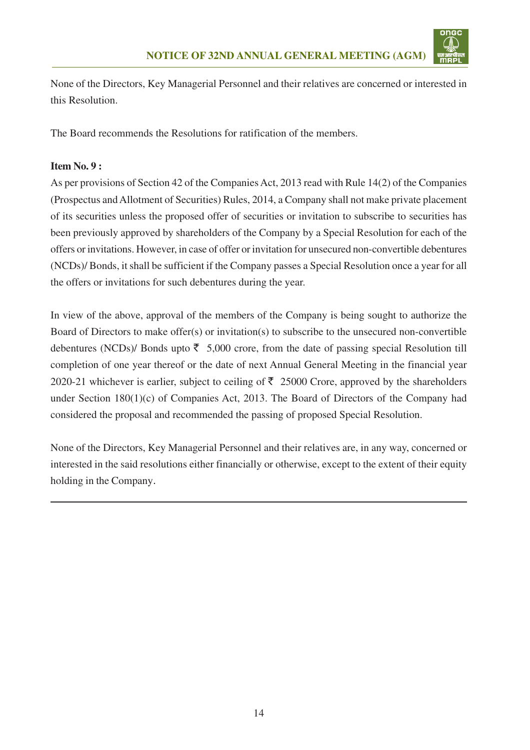None of the Directors, Key Managerial Personnel and their relatives are concerned or interested in this Resolution.

The Board recommends the Resolutions for ratification of the members.

**Item No. 9 :**

As per provisions of Section 42 of the Companies Act, 2013 read with Rule 14(2) of the Companies (Prospectus and Allotment of Securities) Rules, 2014, a Company shall not make private placement of its securities unless the proposed offer of securities or invitation to subscribe to securities has been previously approved by shareholders of the Company by a Special Resolution for each of the offers or invitations. However, in case of offer or invitation for unsecured non-convertible debentures (NCDs)/ Bonds, it shall be sufficient if the Company passes a Special Resolution once a year for all the offers or invitations for such debentures during the year.

In view of the above, approval of the members of the Company is being sought to authorize the Board of Directors to make offer(s) or invitation(s) to subscribe to the unsecured non-convertible debentures (NCDs)/ Bonds upto ₹ 5,000 crore, from the date of passing special Resolution till completion of one year thereof or the date of next Annual General Meeting in the financial year 2020-21 whichever is earlier, subject to ceiling of ₹ 25000 Crore, approved by the shareholders under Section 180(1)(c) of Companies Act, 2013. The Board of Directors of the Company had considered the proposal and recommended the passing of proposed Special Resolution.

None of the Directors, Key Managerial Personnel and their relatives are, in any way, concerned or interested in the said resolutions either financially or otherwise, except to the extent of their equity holding in the Company.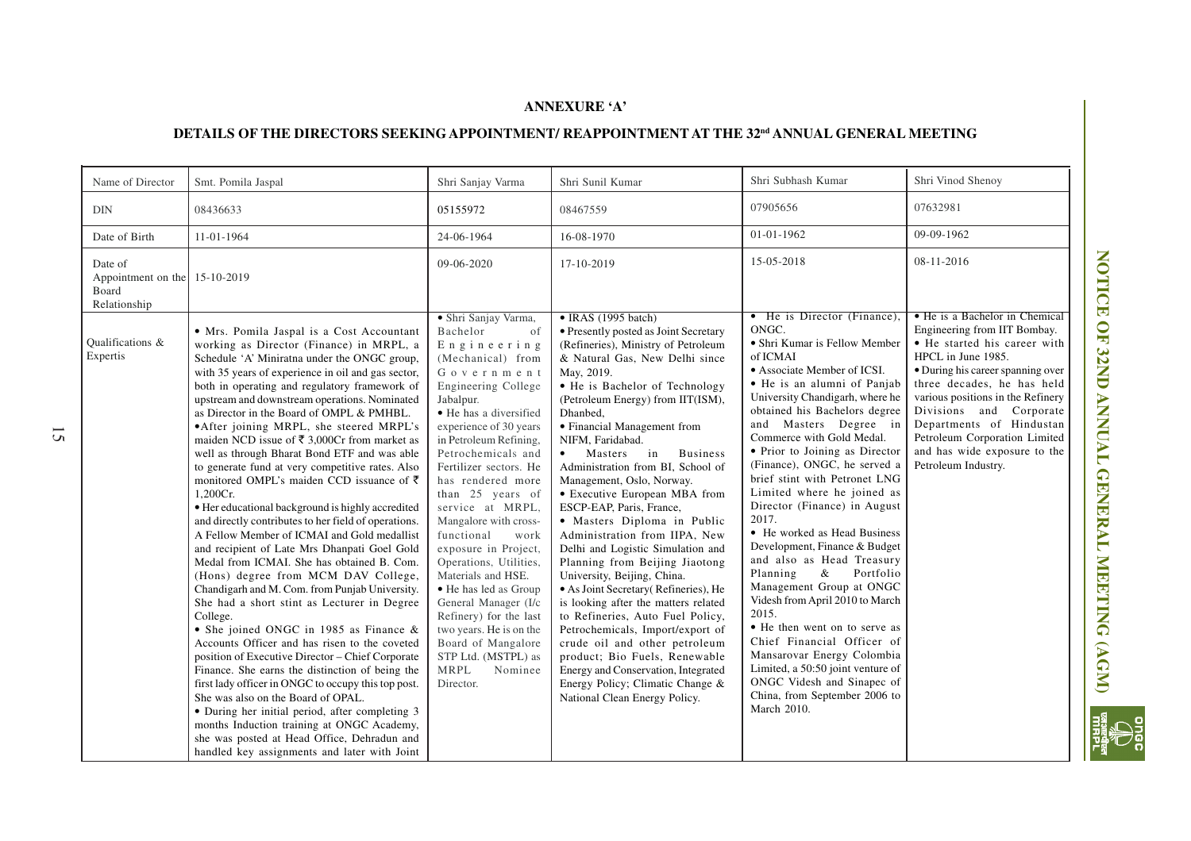## ANNEXURE 'A'

### DETAILS OF THE DIRECTORS SEEKING APPOINTMENT/ REAPPOINTMENT AT THE 32nd ANNUAL GENERAL MEETING

| Name of Director | Smt. Pomila Jaspal | Shri Sanjay Varma | Shri Sunil Kumar | Shri Subhash Kumar | Shri Vinod Shenoy |
|---|---|---|---|---|---|
| DIN | 08436633 | 05155972 | 08467559 | 07905656 | 07632981 |
| Date of Birth | 11-01-1964 | 24-06-1964 | 16-08-1970 | 01-01-1962 | 09-09-1962 |
| Date of Appointment on the Board Relationship | 15-10-2019 | 09-06-2020 | 17-10-2019 | 15-05-2018 | 08-11-2016 |
| Qualifications & Expertis | • Mrs. Pomila Jaspal is a Cost Accountant working as Director (Finance) in MRPL, a Schedule 'A' Miniratna under the ONGC group, with 35 years of experience in oil and gas sector, both in operating and regulatory framework of upstream and downstream operations. Nominated as Director in the Board of OMPL & PMHBL.<br>•After joining MRPL, she steered MRPL's maiden NCD issue of ₹ 3,000Cr from market as well as through Bharat Bond ETF and was able to generate fund at very competitive rates. Also monitored OMPL's maiden CCD issuance of ₹ 1,200Cr.<br>• Her educational background is highly accredited and directly contributes to her field of operations. A Fellow Member of ICMAI and Gold medallist and recipient of Late Mrs Dhanpati Goel Gold Medal from ICMAI. She has obtained B. Com. (Hons) degree from MCM DAV College, Chandigarh and M. Com. from Punjab University. She had a short stint as Lecturer in Degree College.<br>• She joined ONGC in 1985 as Finance & Accounts Officer and has risen to the coveted position of Executive Director – Chief Corporate Finance. She earns the distinction of being the first lady officer in ONGC to occupy this top post. She was also on the Board of OPAL.<br>• During her initial period, after completing 3 months Induction training at ONGC Academy, she was posted at Head Office, Dehradun and handled key assignments and later with Joint | • Shri Sanjay Varma, Bachelor of Engineering (Mechanical) from Government Engineering College Jabalpur.<br>• He has a diversified experience of 30 years in Petroleum Refining, Petrochemicals and Fertilizer sectors. He has rendered more than 25 years of service at MRPL, Mangalore with cross-functional work exposure in Project, Operations, Utilities, Materials and HSE.<br>• He has led as Group General Manager (I/c Refinery) for the last two years. He is on the Board of Mangalore STP Ltd. (MSTPL) as MRPL Nominee Director. | • IRAS (1995 batch)<br>• Presently posted as Joint Secretary (Refineries), Ministry of Petroleum & Natural Gas, New Delhi since May, 2019.<br>• He is Bachelor of Technology (Petroleum Energy) from IIT(ISM), Dhanbed,<br>• Financial Management from NIFM, Faridabad.<br>• Masters in Business Administration from BI, School of Management, Oslo, Norway.<br>• Executive European MBA from ESCP-EAP, Paris, France,<br>• Masters Diploma in Public Administration from IIPA, New Delhi and Logistic Simulation and Planning from Beijing Jiaotong University, Beijing, China.<br>• As Joint Secretary( Refineries), He is looking after the matters related to Refineries, Auto Fuel Policy, Petrochemicals, Import/export of crude oil and other petroleum product; Bio Fuels, Renewable Energy and Conservation, Integrated Energy Policy; Climatic Change & National Clean Energy Policy. | • He is Director (Finance), ONGC.<br>• Shri Kumar is Fellow Member of ICMAI<br>• Associate Member of ICSI.<br>• He is an alumni of Panjab University Chandigarh, where he obtained his Bachelors degree and Masters Degree in Commerce with Gold Medal.<br>• Prior to Joining as Director (Finance), ONGC, he served a brief stint with Petronet LNG Limited where he joined as Director (Finance) in August 2017.<br>• He worked as Head Business Development, Finance & Budget and also as Head Treasury Planning & Portfolio Management Group at ONGC Videsh from April 2010 to March 2015.<br>• He then went on to serve as Chief Financial Officer of Mansarovar Energy Colombia Limited, a 50:50 joint venture of ONGC Videsh and Sinapec of China, from September 2006 to March 2010. | • He is a Bachelor in Chemical Engineering from IIT Bombay.<br>• He started his career with HPCL in June 1985.<br>• During his career spanning over three decades, he has held various positions in the Refinery Divisions and Corporate Departments of Hindustan Petroleum Corporation Limited and has wide exposure to the Petroleum Industry. |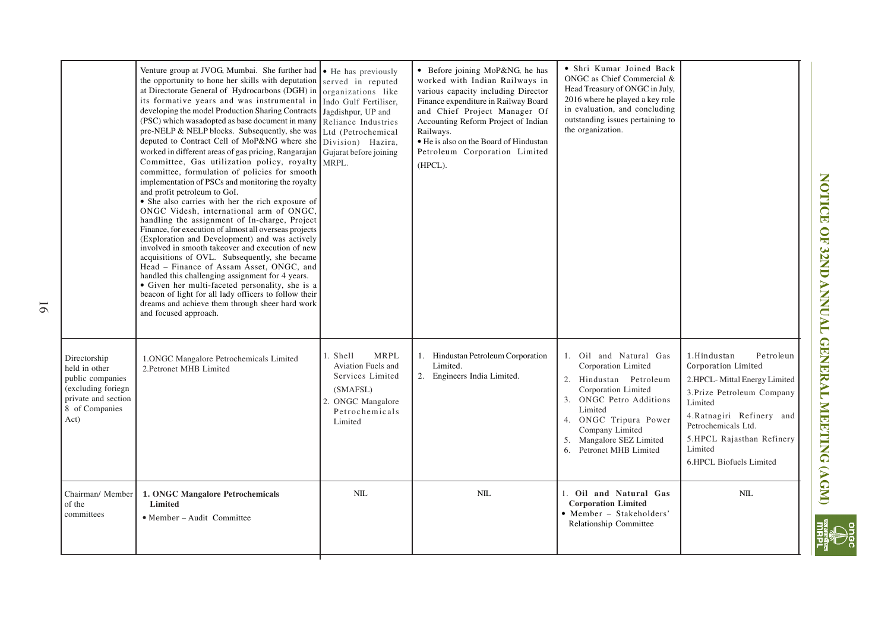| | | | | | |
|---|---|---|---|---|---|
| | Venture group at JVOG, Mumbai. She further had the opportunity to hone her skills with deputation at Directorate General of Hydrocarbons (DGH) in its formative years and was instrumental in developing the model Production Sharing Contracts (PSC) which wasadopted as base document in many pre-NELP & NELP blocks. Subsequently, she was deputed to Contract Cell of MoP&NG where she worked in different areas of gas pricing, Rangarajan Committee, Gas utilization policy, royalty committee, formulation of policies for smooth implementation of PSCs and monitoring the royalty and profit petroleum to GoI.<br>• She also carries with her the rich exposure of ONGC Videsh, international arm of ONGC, handling the assignment of In-charge, Project Finance, for execution of almost all overseas projects (Exploration and Development) and was actively involved in smooth takeover and execution of new acquisitions of OVL. Subsequently, she became Head – Finance of Assam Asset, ONGC, and handled this challenging assignment for 4 years.<br>• Given her multi-faceted personality, she is a beacon of light for all lady officers to follow their dreams and achieve them through sheer hard work and focused approach. | • He has previously served in reputed organizations like Indo Gulf Fertiliser, Jagdishpur, UP and Reliance Industries Ltd (Petrochemical Division) Hazira, Gujarat before joining MRPL. | • Before joining MoP&NG, he has worked with Indian Railways in various capacity including Director Finance expenditure in Railway Board and Chief Project Manager Of Accounting Reform Project of Indian Railways.<br>• He is also on the Board of Hindustan Petroleum Corporation Limited (HPCL). | • Shri Kumar Joined Back ONGC as Chief Commercial & Head Treasury of ONGC in July, 2016 where he played a key role in evaluation, and concluding outstanding issues pertaining to the organization. | |
| Directorship held in other public companies (excluding foriegn private and section 8 of Companies Act) | 1.ONGC Mangalore Petrochemicals Limited<br>2.Petronet MHB Limited | 1. Shell MRPL Aviation Fuels and Services Limited (SMAFSL)<br>2. ONGC Mangalore Petrochemicals Limited | 1. Hindustan Petroleum Corporation Limited.<br>2. Engineers India Limited. | 1. Oil and Natural Gas Corporation Limited<br>2. Hindustan Petroleum Corporation Limited<br>3. ONGC Petro Additions Limited<br>4. ONGC Tripura Power Company Limited<br>5. Mangalore SEZ Limited<br>6. Petronet MHB Limited | 1.Hindustan Petroleun Corporation Limited<br>2.HPCL- Mittal Energy Limited<br>3.Prize Petroleum Company Limited<br>4.Ratnagiri Refinery and Petrochemicals Ltd.<br>5.HPCL Rajasthan Refinery Limited<br>6.HPCL Biofuels Limited |
| Chairman/ Member of the committees | **1. ONGC Mangalore Petrochemicals Limited**<br>• Member – Audit Committee | NIL | NIL | 1. **Oil and Natural Gas Corporation Limited**<br>• Member – Stakeholders' Relationship Committee | NIL |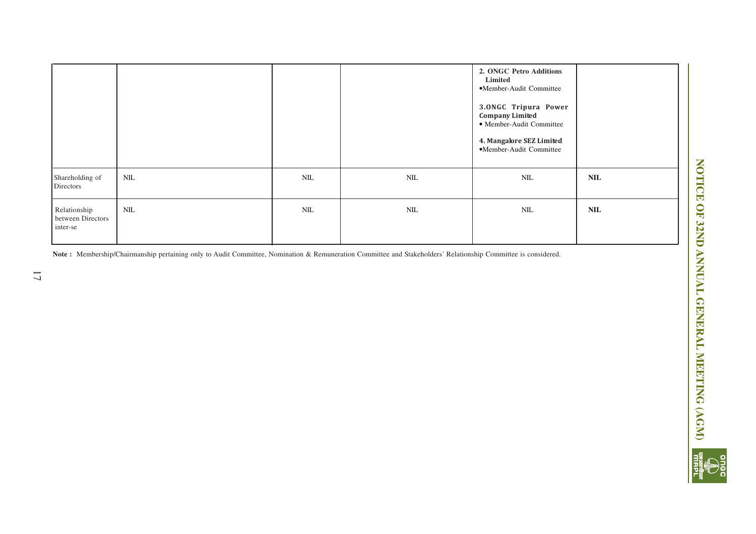| | | | | | |
|---|---|---|---|---|---|
| | | | | **2. ONGC Petro Additions Limited**<br>•Member-Audit Committee<br><br>**3.ONGC Tripura Power Company Limited**<br>• Member-Audit Committee<br><br>**4. Mangalore SEZ Limited**<br>•Member-Audit Committee | |
| Shareholding of Directors | NIL | NIL | NIL | NIL | **NIL** |
| Relationship between Directors inter-se | NIL | NIL | NIL | NIL | **NIL** |

**Note :** Membership/Chairmanship pertaining only to Audit Committee, Nomination & Remuneration Committee and Stakeholders' Relationship Committee is considered.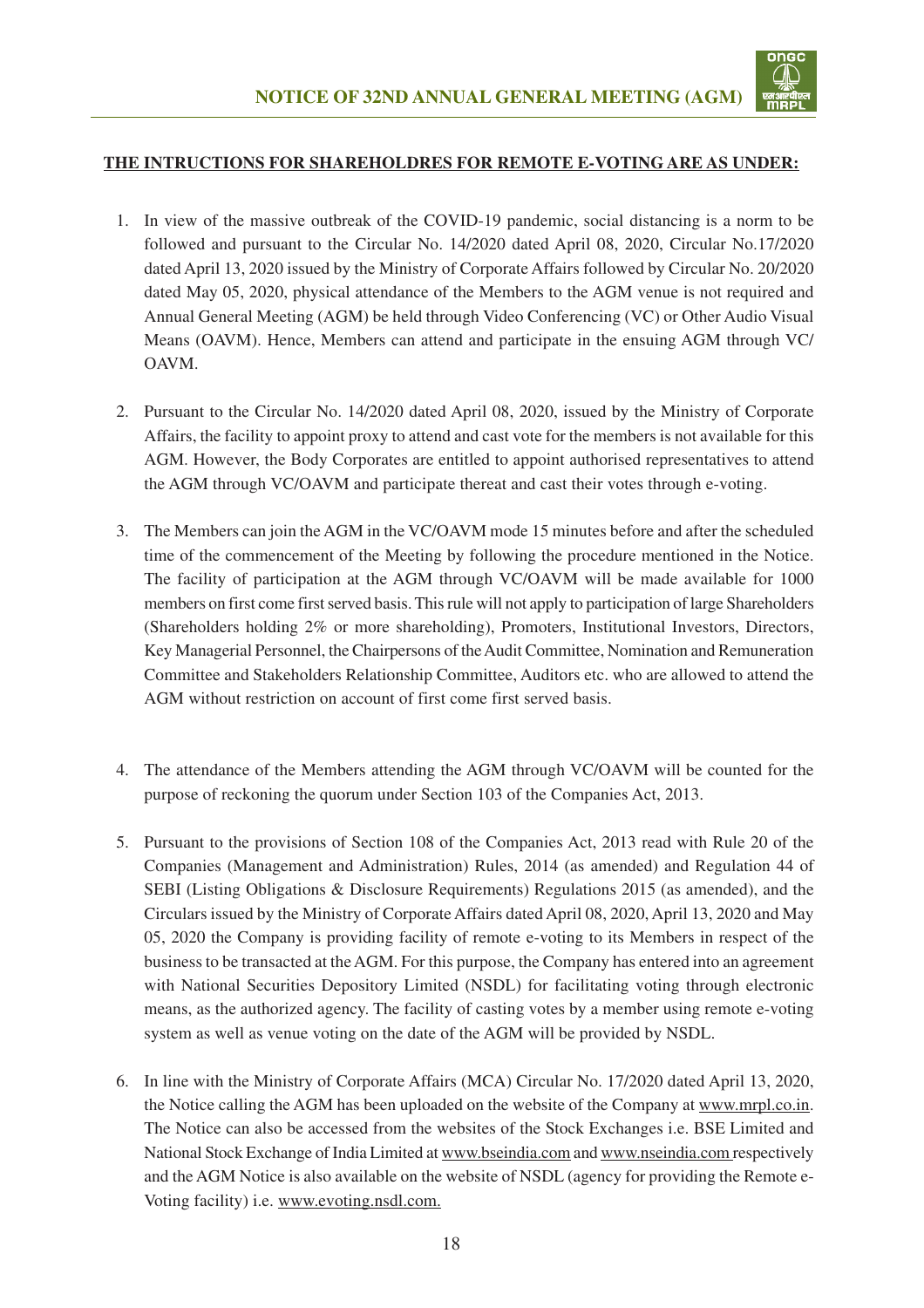**THE INTRUCTIONS FOR SHAREHOLDRES FOR REMOTE E-VOTING ARE AS UNDER:**

1. In view of the massive outbreak of the COVID-19 pandemic, social distancing is a norm to be followed and pursuant to the Circular No. 14/2020 dated April 08, 2020, Circular No.17/2020 dated April 13, 2020 issued by the Ministry of Corporate Affairs followed by Circular No. 20/2020 dated May 05, 2020, physical attendance of the Members to the AGM venue is not required and Annual General Meeting (AGM) be held through Video Conferencing (VC) or Other Audio Visual Means (OAVM). Hence, Members can attend and participate in the ensuing AGM through VC/ OAVM.

2. Pursuant to the Circular No. 14/2020 dated April 08, 2020, issued by the Ministry of Corporate Affairs, the facility to appoint proxy to attend and cast vote for the members is not available for this AGM. However, the Body Corporates are entitled to appoint authorised representatives to attend the AGM through VC/OAVM and participate thereat and cast their votes through e-voting.

3. The Members can join the AGM in the VC/OAVM mode 15 minutes before and after the scheduled time of the commencement of the Meeting by following the procedure mentioned in the Notice. The facility of participation at the AGM through VC/OAVM will be made available for 1000 members on first come first served basis. This rule will not apply to participation of large Shareholders (Shareholders holding 2% or more shareholding), Promoters, Institutional Investors, Directors, Key Managerial Personnel, the Chairpersons of the Audit Committee, Nomination and Remuneration Committee and Stakeholders Relationship Committee, Auditors etc. who are allowed to attend the AGM without restriction on account of first come first served basis.

4. The attendance of the Members attending the AGM through VC/OAVM will be counted for the purpose of reckoning the quorum under Section 103 of the Companies Act, 2013.

5. Pursuant to the provisions of Section 108 of the Companies Act, 2013 read with Rule 20 of the Companies (Management and Administration) Rules, 2014 (as amended) and Regulation 44 of SEBI (Listing Obligations & Disclosure Requirements) Regulations 2015 (as amended), and the Circulars issued by the Ministry of Corporate Affairs dated April 08, 2020, April 13, 2020 and May 05, 2020 the Company is providing facility of remote e-voting to its Members in respect of the business to be transacted at the AGM. For this purpose, the Company has entered into an agreement with National Securities Depository Limited (NSDL) for facilitating voting through electronic means, as the authorized agency. The facility of casting votes by a member using remote e-voting system as well as venue voting on the date of the AGM will be provided by NSDL.

6. In line with the Ministry of Corporate Affairs (MCA) Circular No. 17/2020 dated April 13, 2020, the Notice calling the AGM has been uploaded on the website of the Company at www.mrpl.co.in. The Notice can also be accessed from the websites of the Stock Exchanges i.e. BSE Limited and National Stock Exchange of India Limited at www.bseindia.com and www.nseindia.com respectively and the AGM Notice is also available on the website of NSDL (agency for providing the Remote e-Voting facility) i.e. www.evoting.nsdl.com.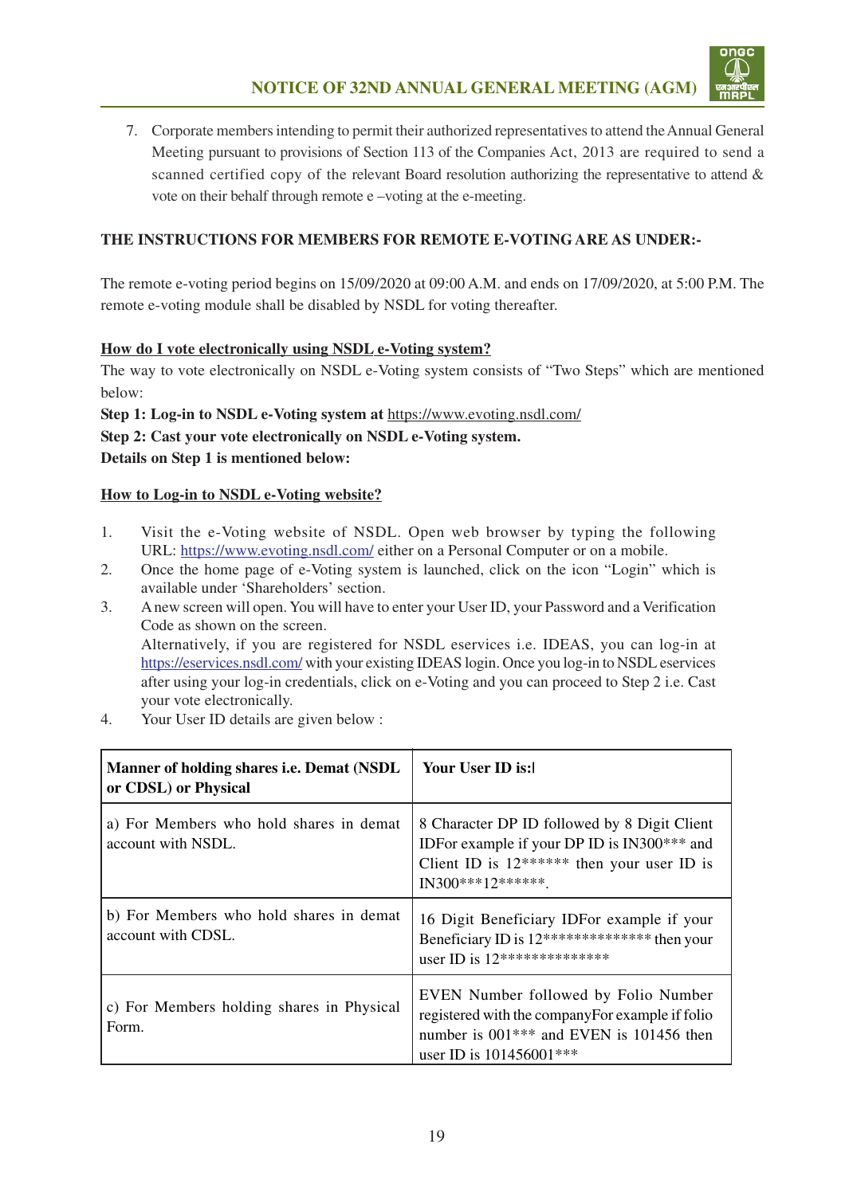7. Corporate members intending to permit their authorized representatives to attend the Annual General Meeting pursuant to provisions of Section 113 of the Companies Act, 2013 are required to send a scanned certified copy of the relevant Board resolution authorizing the representative to attend & vote on their behalf through remote e –voting at the e-meeting.

**THE INSTRUCTIONS FOR MEMBERS FOR REMOTE E-VOTING ARE AS UNDER:-**

The remote e-voting period begins on 15/09/2020 at 09:00 A.M. and ends on 17/09/2020, at 5:00 P.M. The remote e-voting module shall be disabled by NSDL for voting thereafter.

**How do I vote electronically using NSDL e-Voting system?**

The way to vote electronically on NSDL e-Voting system consists of "Two Steps" which are mentioned below:

**Step 1: Log-in to NSDL e-Voting system at** https://www.evoting.nsdl.com/

**Step 2: Cast your vote electronically on NSDL e-Voting system.**

**Details on Step 1 is mentioned below:**

**How to Log-in to NSDL e-Voting website?**

1. Visit the e-Voting website of NSDL. Open web browser by typing the following URL: https://www.evoting.nsdl.com/ either on a Personal Computer or on a mobile.
2. Once the home page of e-Voting system is launched, click on the icon "Login" which is available under 'Shareholders' section.
3. A new screen will open. You will have to enter your User ID, your Password and a Verification Code as shown on the screen.
   Alternatively, if you are registered for NSDL eservices i.e. IDEAS, you can log-in at https://eservices.nsdl.com/ with your existing IDEAS login. Once you log-in to NSDL eservices after using your log-in credentials, click on e-Voting and you can proceed to Step 2 i.e. Cast your vote electronically.
4. Your User ID details are given below :

| Manner of holding shares i.e. Demat (NSDL or CDSL) or Physical | Your User ID is: |
|---|---|
| a) For Members who hold shares in demat account with NSDL. | 8 Character DP ID followed by 8 Digit Client IDFor example if your DP ID is IN300*** and Client ID is 12****** then your user ID is IN300***12******. |
| b) For Members who hold shares in demat account with CDSL. | 16 Digit Beneficiary IDFor example if your Beneficiary ID is 12************** then your user ID is 12************** |
| c) For Members holding shares in Physical Form. | EVEN Number followed by Folio Number registered with the companyFor example if folio number is 001*** and EVEN is 101456 then user ID is 101456001*** |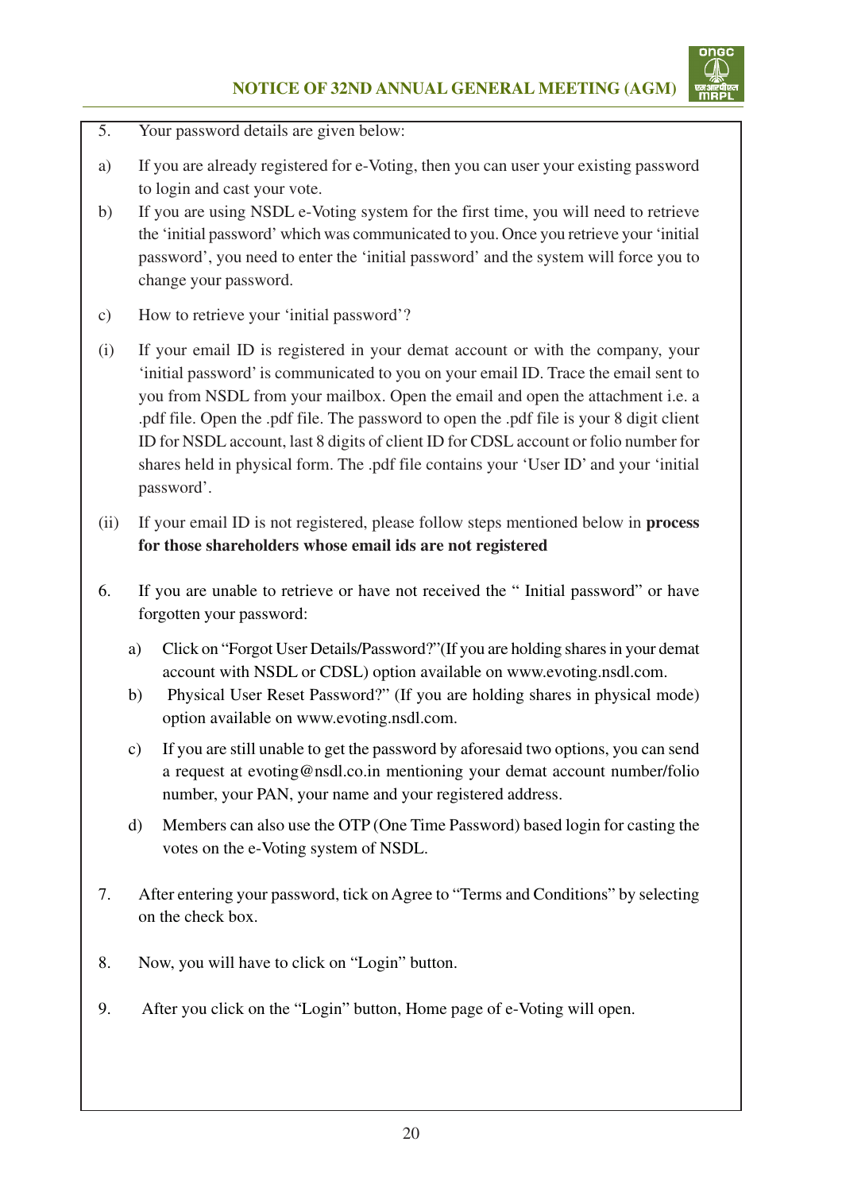5. Your password details are given below:

a) If you are already registered for e-Voting, then you can user your existing password to login and cast your vote.

b) If you are using NSDL e-Voting system for the first time, you will need to retrieve the 'initial password' which was communicated to you. Once you retrieve your 'initial password', you need to enter the 'initial password' and the system will force you to change your password.

c) How to retrieve your 'initial password'?

(i) If your email ID is registered in your demat account or with the company, your 'initial password' is communicated to you on your email ID. Trace the email sent to you from NSDL from your mailbox. Open the email and open the attachment i.e. a .pdf file. Open the .pdf file. The password to open the .pdf file is your 8 digit client ID for NSDL account, last 8 digits of client ID for CDSL account or folio number for shares held in physical form. The .pdf file contains your 'User ID' and your 'initial password'.

(ii) If your email ID is not registered, please follow steps mentioned below in **process for those shareholders whose email ids are not registered**

6. If you are unable to retrieve or have not received the " Initial password" or have forgotten your password:

   a) Click on "Forgot User Details/Password?"(If you are holding shares in your demat account with NSDL or CDSL) option available on www.evoting.nsdl.com.

   b) Physical User Reset Password?" (If you are holding shares in physical mode) option available on www.evoting.nsdl.com.

   c) If you are still unable to get the password by aforesaid two options, you can send a request at evoting@nsdl.co.in mentioning your demat account number/folio number, your PAN, your name and your registered address.

   d) Members can also use the OTP (One Time Password) based login for casting the votes on the e-Voting system of NSDL.

7. After entering your password, tick on Agree to "Terms and Conditions" by selecting on the check box.

8. Now, you will have to click on "Login" button.

9. After you click on the "Login" button, Home page of e-Voting will open.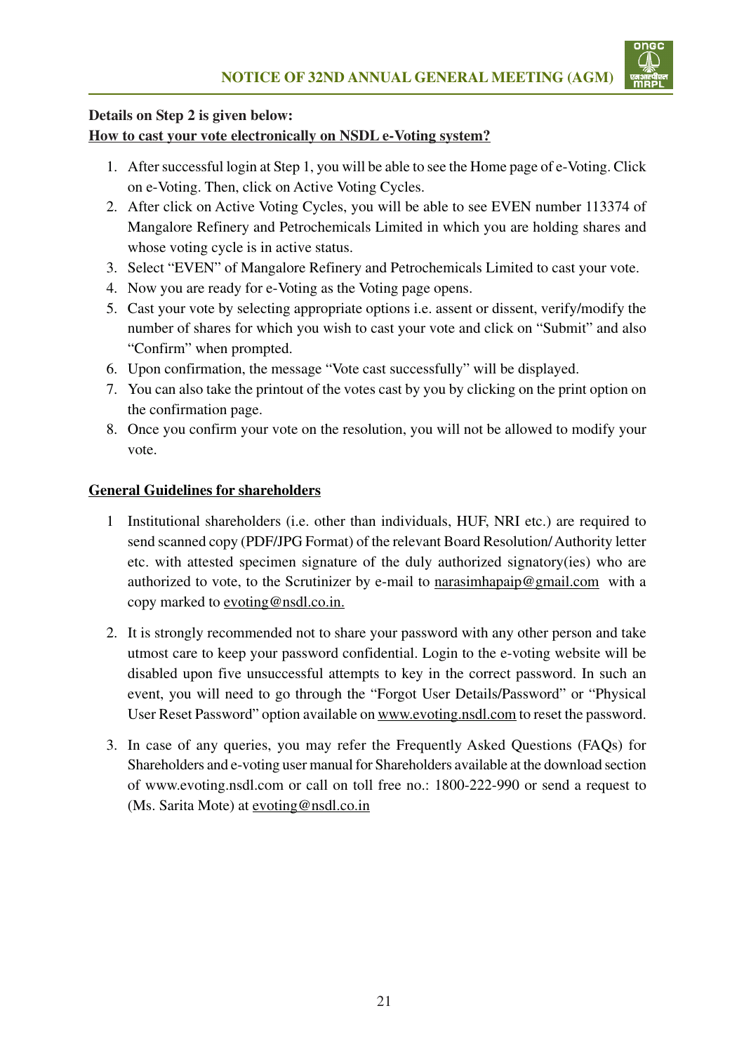**Details on Step 2 is given below:**

**How to cast your vote electronically on NSDL e-Voting system?**

1. After successful login at Step 1, you will be able to see the Home page of e-Voting. Click on e-Voting. Then, click on Active Voting Cycles.
2. After click on Active Voting Cycles, you will be able to see EVEN number 113374 of Mangalore Refinery and Petrochemicals Limited in which you are holding shares and whose voting cycle is in active status.
3. Select "EVEN" of Mangalore Refinery and Petrochemicals Limited to cast your vote.
4. Now you are ready for e-Voting as the Voting page opens.
5. Cast your vote by selecting appropriate options i.e. assent or dissent, verify/modify the number of shares for which you wish to cast your vote and click on "Submit" and also "Confirm" when prompted.
6. Upon confirmation, the message "Vote cast successfully" will be displayed.
7. You can also take the printout of the votes cast by you by clicking on the print option on the confirmation page.
8. Once you confirm your vote on the resolution, you will not be allowed to modify your vote.

**General Guidelines for shareholders**

1 Institutional shareholders (i.e. other than individuals, HUF, NRI etc.) are required to send scanned copy (PDF/JPG Format) of the relevant Board Resolution/ Authority letter etc. with attested specimen signature of the duly authorized signatory(ies) who are authorized to vote, to the Scrutinizer by e-mail to narasimhapaip@gmail.com with a copy marked to evoting@nsdl.co.in.

2. It is strongly recommended not to share your password with any other person and take utmost care to keep your password confidential. Login to the e-voting website will be disabled upon five unsuccessful attempts to key in the correct password. In such an event, you will need to go through the "Forgot User Details/Password" or "Physical User Reset Password" option available on www.evoting.nsdl.com to reset the password.

3. In case of any queries, you may refer the Frequently Asked Questions (FAQs) for Shareholders and e-voting user manual for Shareholders available at the download section of www.evoting.nsdl.com or call on toll free no.: 1800-222-990 or send a request to (Ms. Sarita Mote) at evoting@nsdl.co.in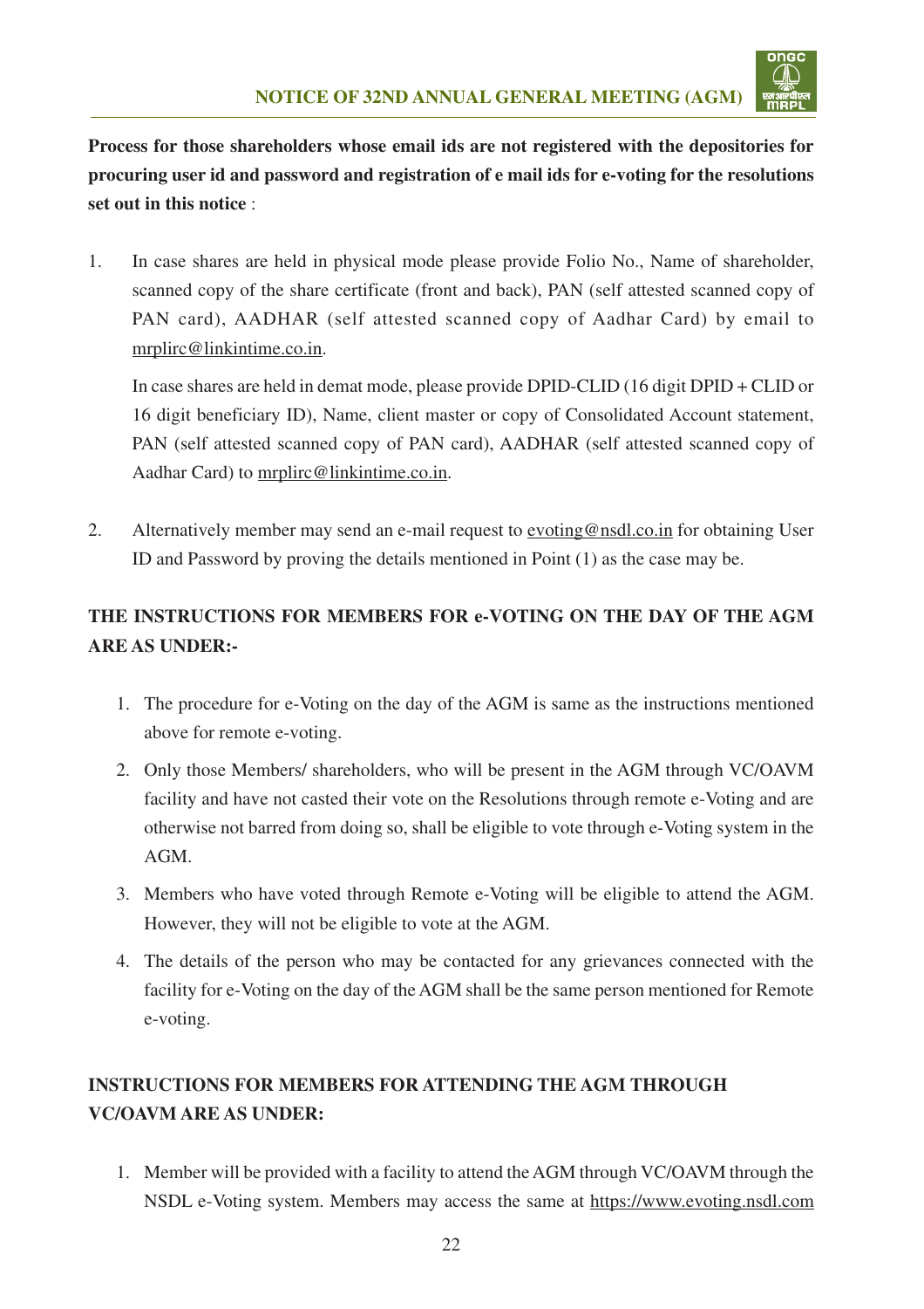**Process for those shareholders whose email ids are not registered with the depositories for procuring user id and password and registration of e mail ids for e-voting for the resolutions set out in this notice** :

1. In case shares are held in physical mode please provide Folio No., Name of shareholder, scanned copy of the share certificate (front and back), PAN (self attested scanned copy of PAN card), AADHAR (self attested scanned copy of Aadhar Card) by email to mrplirc@linkintime.co.in.

   In case shares are held in demat mode, please provide DPID-CLID (16 digit DPID + CLID or 16 digit beneficiary ID), Name, client master or copy of Consolidated Account statement, PAN (self attested scanned copy of PAN card), AADHAR (self attested scanned copy of Aadhar Card) to mrplirc@linkintime.co.in.

2. Alternatively member may send an e-mail request to evoting@nsdl.co.in for obtaining User ID and Password by proving the details mentioned in Point (1) as the case may be.

**THE INSTRUCTIONS FOR MEMBERS FOR e-VOTING ON THE DAY OF THE AGM ARE AS UNDER:-**

1. The procedure for e-Voting on the day of the AGM is same as the instructions mentioned above for remote e-voting.
2. Only those Members/ shareholders, who will be present in the AGM through VC/OAVM facility and have not casted their vote on the Resolutions through remote e-Voting and are otherwise not barred from doing so, shall be eligible to vote through e-Voting system in the AGM.
3. Members who have voted through Remote e-Voting will be eligible to attend the AGM. However, they will not be eligible to vote at the AGM.
4. The details of the person who may be contacted for any grievances connected with the facility for e-Voting on the day of the AGM shall be the same person mentioned for Remote e-voting.

**INSTRUCTIONS FOR MEMBERS FOR ATTENDING THE AGM THROUGH VC/OAVM ARE AS UNDER:**

1. Member will be provided with a facility to attend the AGM through VC/OAVM through the NSDL e-Voting system. Members may access the same at https://www.evoting.nsdl.com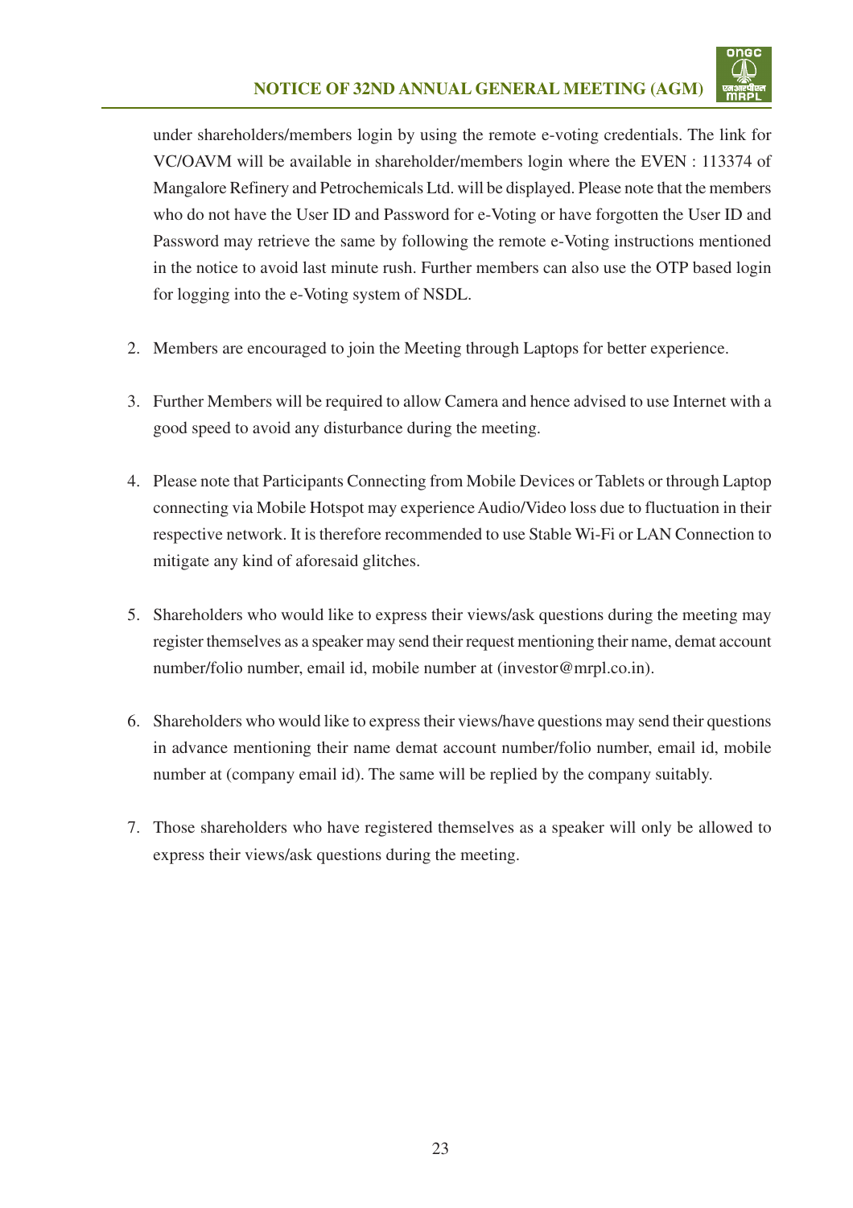under shareholders/members login by using the remote e-voting credentials. The link for VC/OAVM will be available in shareholder/members login where the EVEN : 113374 of Mangalore Refinery and Petrochemicals Ltd. will be displayed. Please note that the members who do not have the User ID and Password for e-Voting or have forgotten the User ID and Password may retrieve the same by following the remote e-Voting instructions mentioned in the notice to avoid last minute rush. Further members can also use the OTP based login for logging into the e-Voting system of NSDL.

2. Members are encouraged to join the Meeting through Laptops for better experience.

3. Further Members will be required to allow Camera and hence advised to use Internet with a good speed to avoid any disturbance during the meeting.

4. Please note that Participants Connecting from Mobile Devices or Tablets or through Laptop connecting via Mobile Hotspot may experience Audio/Video loss due to fluctuation in their respective network. It is therefore recommended to use Stable Wi-Fi or LAN Connection to mitigate any kind of aforesaid glitches.

5. Shareholders who would like to express their views/ask questions during the meeting may register themselves as a speaker may send their request mentioning their name, demat account number/folio number, email id, mobile number at (investor@mrpl.co.in).

6. Shareholders who would like to express their views/have questions may send their questions in advance mentioning their name demat account number/folio number, email id, mobile number at (company email id). The same will be replied by the company suitably.

7. Those shareholders who have registered themselves as a speaker will only be allowed to express their views/ask questions during the meeting.